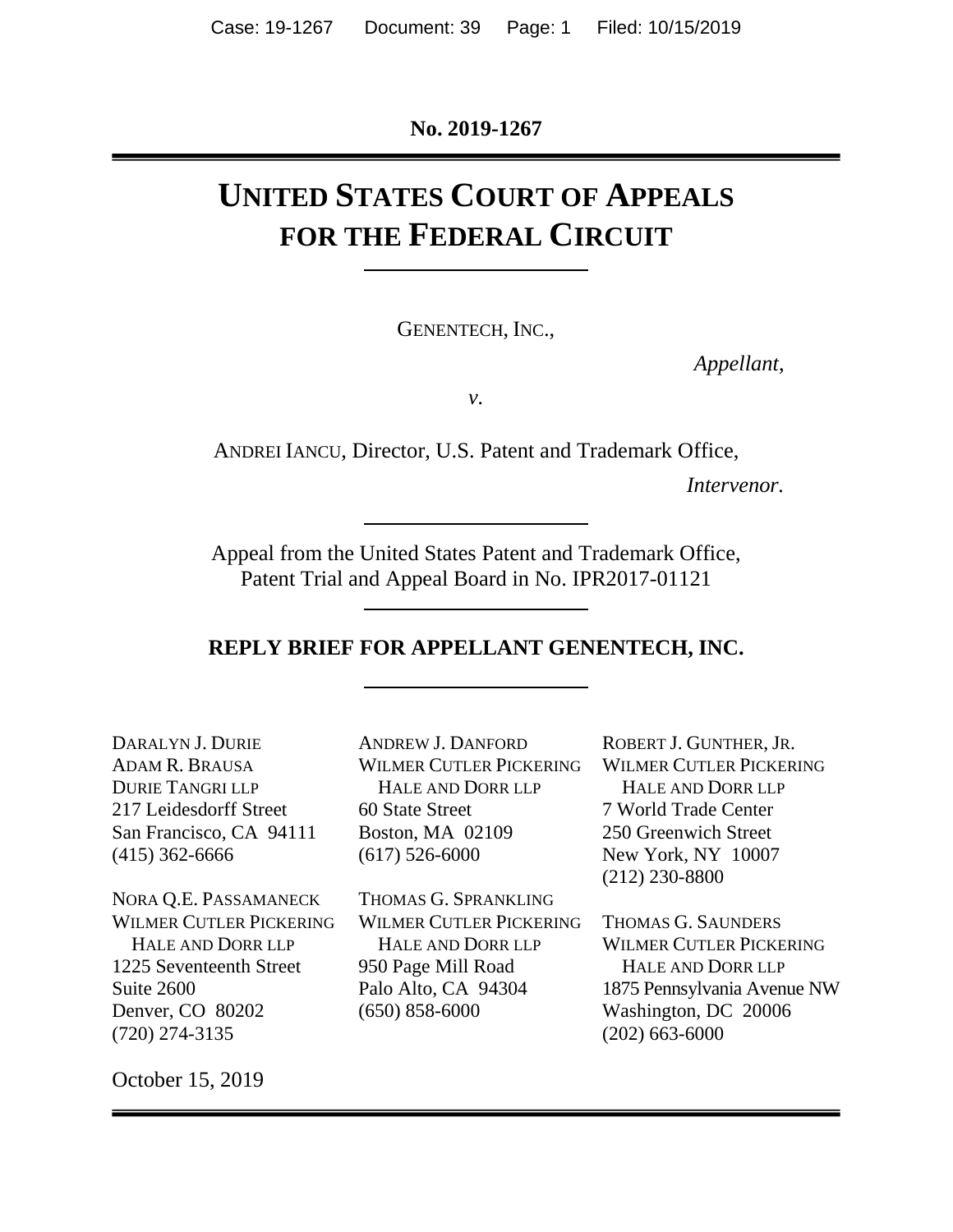**No. 2019-1267**

# UNITED STATES COURT OF APPEALS FOR THE FEDERAL CIRCUIT

GENENTECH, INC.,

*Appellant*,

*v.*

ANDREI IANCU, Director, U.S. Patent and Trademark Office,

*Intervenor*.

Appeal from the United States Patent and Trademark Office, Patent Trial and Appeal Board in No. IPR2017-01121

**REPLY BRIEF FOR APPELLANT GENENTECH, INC.**

DARALYN J. DURIE
ADAM R. BRAUSA
DURIE TANGRI LLP
217 Leidesdorff Street
San Francisco, CA 94111
(415) 362-6666

NORA Q.E. PASSAMANECK
WILMER CUTLER PICKERING HALE AND DORR LLP
1225 Seventeenth Street
Suite 2600
Denver, CO 80202
(720) 274-3135

ANDREW J. DANFORD
WILMER CUTLER PICKERING HALE AND DORR LLP
60 State Street
Boston, MA 02109
(617) 526-6000

THOMAS G. SPRANKLING
WILMER CUTLER PICKERING HALE AND DORR LLP
950 Page Mill Road
Palo Alto, CA 94304
(650) 858-6000

ROBERT J. GUNTHER, JR.
WILMER CUTLER PICKERING HALE AND DORR LLP
7 World Trade Center
250 Greenwich Street
New York, NY 10007
(212) 230-8800

THOMAS G. SAUNDERS
WILMER CUTLER PICKERING HALE AND DORR LLP
1875 Pennsylvania Avenue NW
Washington, DC 20006
(202) 663-6000

October 15, 2019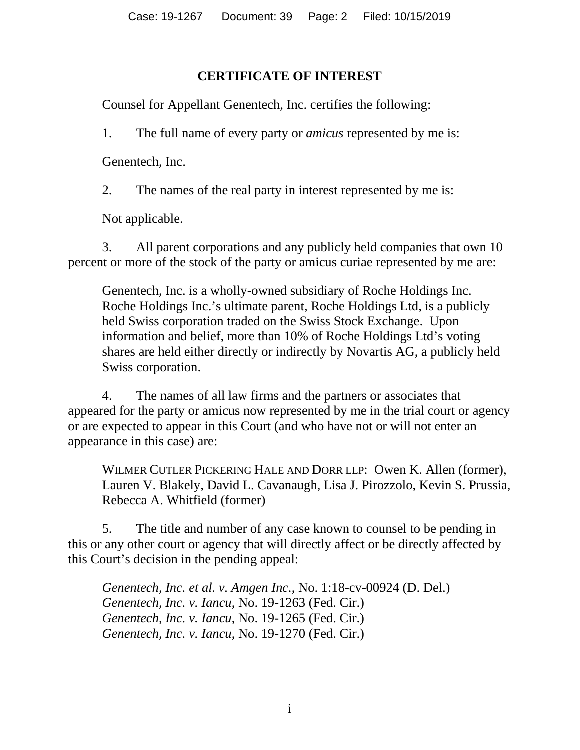## CERTIFICATE OF INTEREST

Counsel for Appellant Genentech, Inc. certifies the following:

1. The full name of every party or *amicus* represented by me is:

Genentech, Inc.

2. The names of the real party in interest represented by me is:

Not applicable.

3. All parent corporations and any publicly held companies that own 10 percent or more of the stock of the party or amicus curiae represented by me are:

> Genentech, Inc. is a wholly-owned subsidiary of Roche Holdings Inc. Roche Holdings Inc.'s ultimate parent, Roche Holdings Ltd, is a publicly held Swiss corporation traded on the Swiss Stock Exchange. Upon information and belief, more than 10% of Roche Holdings Ltd's voting shares are held either directly or indirectly by Novartis AG, a publicly held Swiss corporation.

4. The names of all law firms and the partners or associates that appeared for the party or amicus now represented by me in the trial court or agency or are expected to appear in this Court (and who have not or will not enter an appearance in this case) are:

> WILMER CUTLER PICKERING HALE AND DORR LLP: Owen K. Allen (former), Lauren V. Blakely, David L. Cavanaugh, Lisa J. Pirozzolo, Kevin S. Prussia, Rebecca A. Whitfield (former)

5. The title and number of any case known to counsel to be pending in this or any other court or agency that will directly affect or be directly affected by this Court's decision in the pending appeal:

> *Genentech, Inc. et al. v. Amgen Inc.*, No. 1:18-cv-00924 (D. Del.)
> *Genentech, Inc. v. Iancu*, No. 19-1263 (Fed. Cir.)
> *Genentech, Inc. v. Iancu*, No. 19-1265 (Fed. Cir.)
> *Genentech, Inc. v. Iancu*, No. 19-1270 (Fed. Cir.)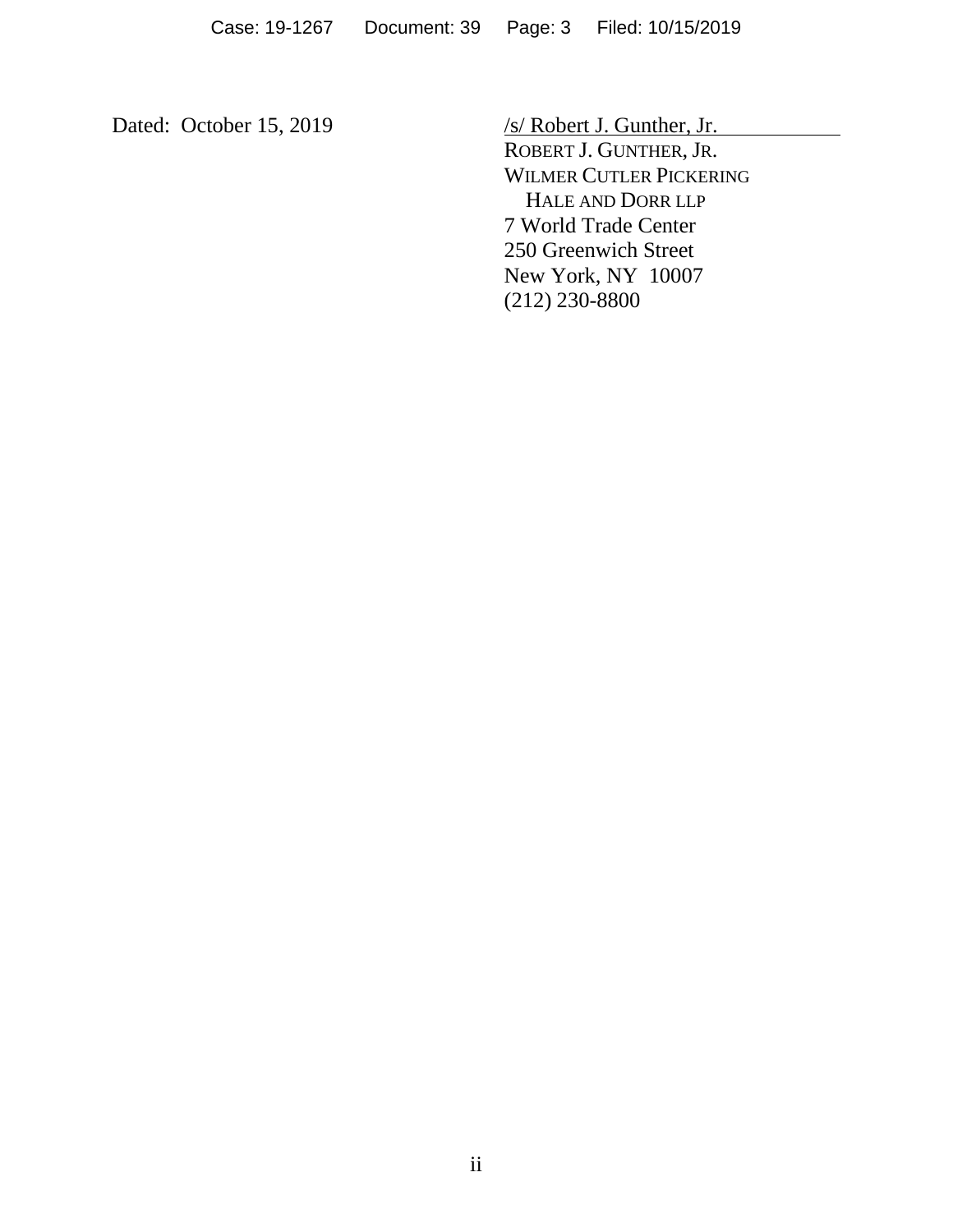Dated: October 15, 2019

/s/ Robert J. Gunther, Jr.
ROBERT J. GUNTHER, JR.
WILMER CUTLER PICKERING
HALE AND DORR LLP
7 World Trade Center
250 Greenwich Street
New York, NY 10007
(212) 230-8800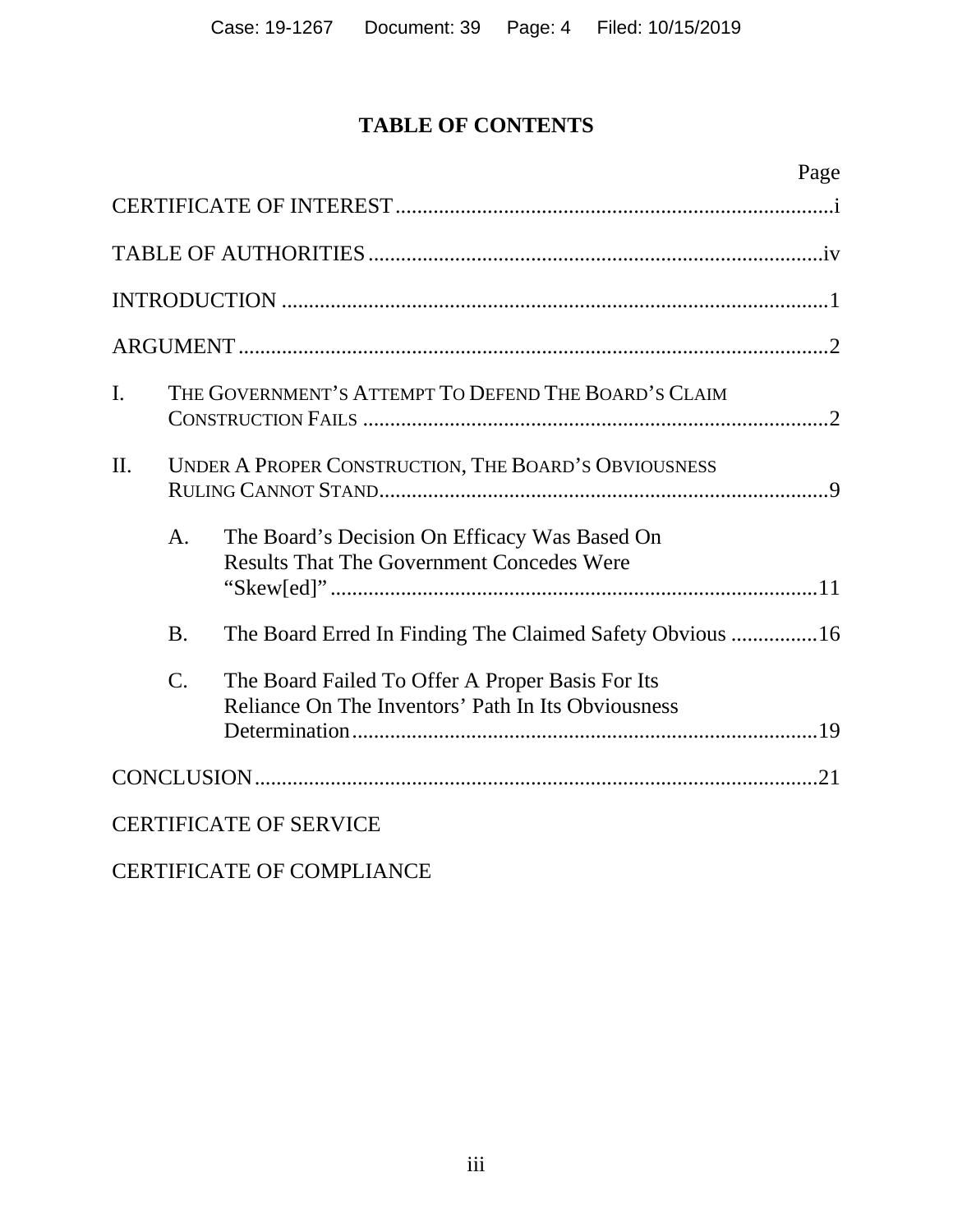# TABLE OF CONTENTS

| | Page |
|---|---|
| CERTIFICATE OF INTEREST | i |
| TABLE OF AUTHORITIES | iv |
| INTRODUCTION | 1 |
| ARGUMENT | 2 |
| I. THE GOVERNMENT'S ATTEMPT TO DEFEND THE BOARD'S CLAIM CONSTRUCTION FAILS | 2 |
| II. UNDER A PROPER CONSTRUCTION, THE BOARD'S OBVIOUSNESS RULING CANNOT STAND | 9 |
| A. The Board's Decision On Efficacy Was Based On Results That The Government Concedes Were "Skew[ed]" | 11 |
| B. The Board Erred In Finding The Claimed Safety Obvious | 16 |
| C. The Board Failed To Offer A Proper Basis For Its Reliance On The Inventors' Path In Its Obviousness Determination | 19 |
| CONCLUSION | 21 |
| CERTIFICATE OF SERVICE | |
| CERTIFICATE OF COMPLIANCE | |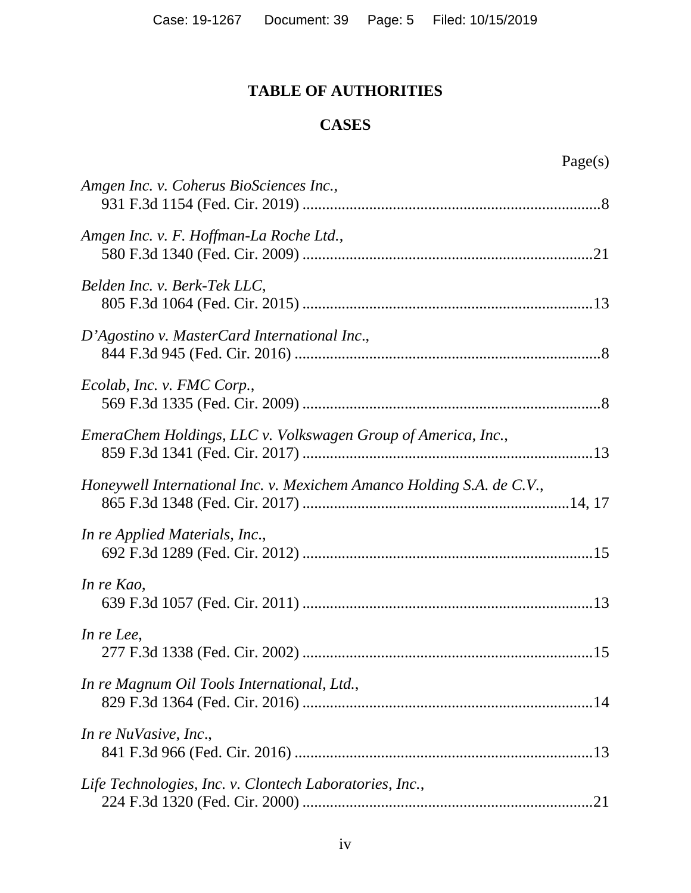# TABLE OF AUTHORITIES

## CASES

| | Page(s) |
|---|---|
| *Amgen Inc. v. Coherus BioSciences Inc.*, 931 F.3d 1154 (Fed. Cir. 2019) | 8 |
| *Amgen Inc. v. F. Hoffman-La Roche Ltd.*, 580 F.3d 1340 (Fed. Cir. 2009) | 21 |
| *Belden Inc. v. Berk-Tek LLC*, 805 F.3d 1064 (Fed. Cir. 2015) | 13 |
| *D'Agostino v. MasterCard International Inc.*, 844 F.3d 945 (Fed. Cir. 2016) | 8 |
| *Ecolab, Inc. v. FMC Corp.*, 569 F.3d 1335 (Fed. Cir. 2009) | 8 |
| *EmeraChem Holdings, LLC v. Volkswagen Group of America, Inc.*, 859 F.3d 1341 (Fed. Cir. 2017) | 13 |
| *Honeywell International Inc. v. Mexichem Amanco Holding S.A. de C.V.*, 865 F.3d 1348 (Fed. Cir. 2017) | 14, 17 |
| *In re Applied Materials, Inc.*, 692 F.3d 1289 (Fed. Cir. 2012) | 15 |
| *In re Kao*, 639 F.3d 1057 (Fed. Cir. 2011) | 13 |
| *In re Lee*, 277 F.3d 1338 (Fed. Cir. 2002) | 15 |
| *In re Magnum Oil Tools International, Ltd.*, 829 F.3d 1364 (Fed. Cir. 2016) | 14 |
| *In re NuVasive, Inc.*, 841 F.3d 966 (Fed. Cir. 2016) | 13 |
| *Life Technologies, Inc. v. Clontech Laboratories, Inc.*, 224 F.3d 1320 (Fed. Cir. 2000) | 21 |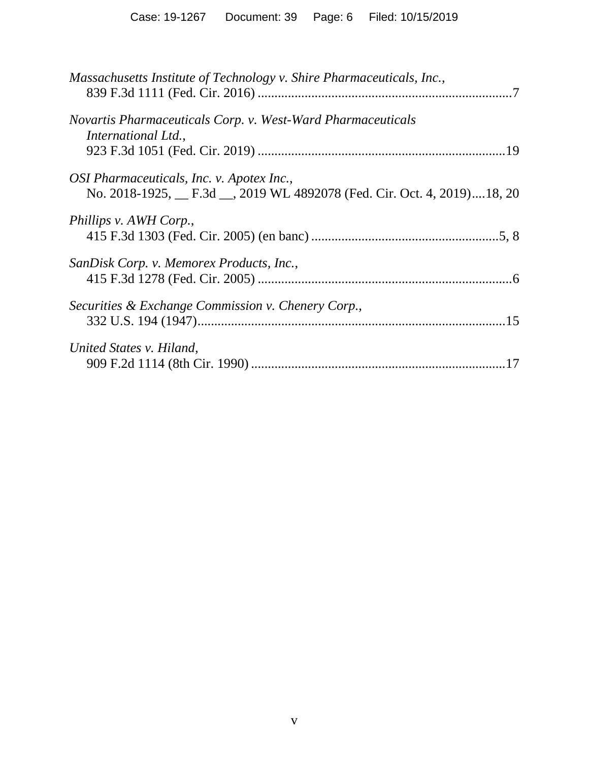*Massachusetts Institute of Technology v. Shire Pharmaceuticals, Inc.*,
839 F.3d 1111 (Fed. Cir. 2016) ............................................................................7

*Novartis Pharmaceuticals Corp. v. West-Ward Pharmaceuticals International Ltd.*,
923 F.3d 1051 (Fed. Cir. 2019) ..........................................................................19

*OSI Pharmaceuticals, Inc. v. Apotex Inc.*,
No. 2018-1925, __ F.3d __, 2019 WL 4892078 (Fed. Cir. Oct. 4, 2019)....18, 20

*Phillips v. AWH Corp.*,
415 F.3d 1303 (Fed. Cir. 2005) (en banc) .........................................................5, 8

*SanDisk Corp. v. Memorex Products, Inc.*,
415 F.3d 1278 (Fed. Cir. 2005) ............................................................................6

*Securities & Exchange Commission v. Chenery Corp.*,
332 U.S. 194 (1947)............................................................................................15

*United States v. Hiland*,
909 F.2d 1114 (8th Cir. 1990) ............................................................................17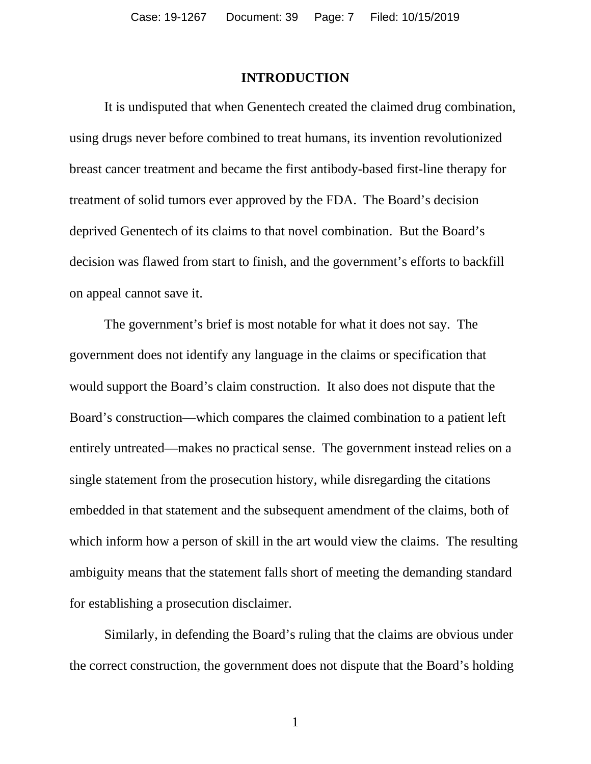# INTRODUCTION

It is undisputed that when Genentech created the claimed drug combination, using drugs never before combined to treat humans, its invention revolutionized breast cancer treatment and became the first antibody-based first-line therapy for treatment of solid tumors ever approved by the FDA. The Board's decision deprived Genentech of its claims to that novel combination. But the Board's decision was flawed from start to finish, and the government's efforts to backfill on appeal cannot save it.

The government's brief is most notable for what it does not say. The government does not identify any language in the claims or specification that would support the Board's claim construction. It also does not dispute that the Board's construction—which compares the claimed combination to a patient left entirely untreated—makes no practical sense. The government instead relies on a single statement from the prosecution history, while disregarding the citations embedded in that statement and the subsequent amendment of the claims, both of which inform how a person of skill in the art would view the claims. The resulting ambiguity means that the statement falls short of meeting the demanding standard for establishing a prosecution disclaimer.

Similarly, in defending the Board's ruling that the claims are obvious under the correct construction, the government does not dispute that the Board's holding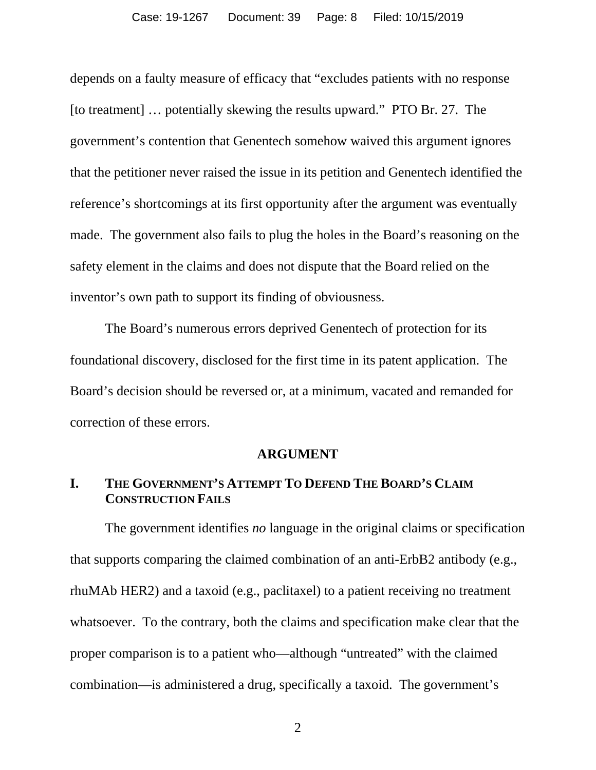depends on a faulty measure of efficacy that "excludes patients with no response [to treatment] … potentially skewing the results upward." PTO Br. 27. The government's contention that Genentech somehow waived this argument ignores that the petitioner never raised the issue in its petition and Genentech identified the reference's shortcomings at its first opportunity after the argument was eventually made. The government also fails to plug the holes in the Board's reasoning on the safety element in the claims and does not dispute that the Board relied on the inventor's own path to support its finding of obviousness.

The Board's numerous errors deprived Genentech of protection for its foundational discovery, disclosed for the first time in its patent application. The Board's decision should be reversed or, at a minimum, vacated and remanded for correction of these errors.

## ARGUMENT

### I. THE GOVERNMENT'S ATTEMPT TO DEFEND THE BOARD'S CLAIM CONSTRUCTION FAILS

The government identifies *no* language in the original claims or specification that supports comparing the claimed combination of an anti-ErbB2 antibody (e.g., rhuMAb HER2) and a taxoid (e.g., paclitaxel) to a patient receiving no treatment whatsoever. To the contrary, both the claims and specification make clear that the proper comparison is to a patient who—although "untreated" with the claimed combination—is administered a drug, specifically a taxoid. The government's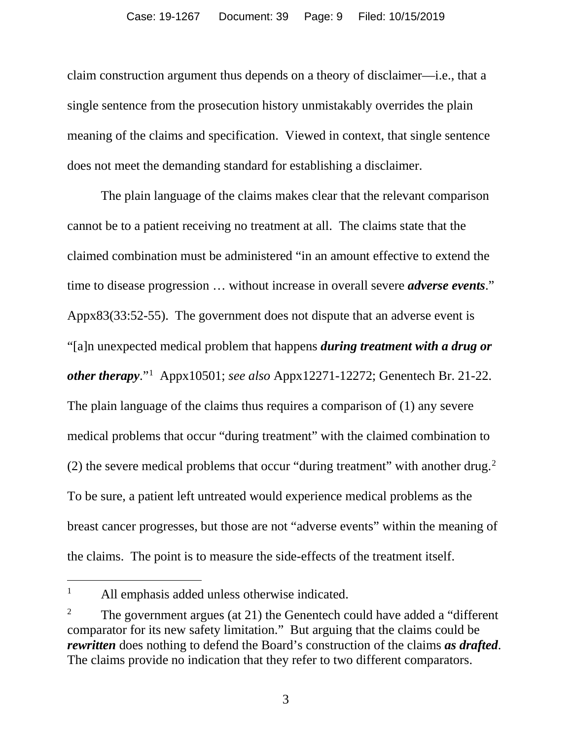claim construction argument thus depends on a theory of disclaimer—i.e., that a single sentence from the prosecution history unmistakably overrides the plain meaning of the claims and specification. Viewed in context, that single sentence does not meet the demanding standard for establishing a disclaimer.

The plain language of the claims makes clear that the relevant comparison cannot be to a patient receiving no treatment at all. The claims state that the claimed combination must be administered "in an amount effective to extend the time to disease progression … without increase in overall severe ***adverse events***." Appx83(33:52-55). The government does not dispute that an adverse event is "[a]n unexpected medical problem that happens ***during treatment with a drug or other therapy***."[1] Appx10501; *see also* Appx12271-12272; Genentech Br. 21-22. The plain language of the claims thus requires a comparison of (1) any severe medical problems that occur "during treatment" with the claimed combination to (2) the severe medical problems that occur "during treatment" with another drug.[2] To be sure, a patient left untreated would experience medical problems as the breast cancer progresses, but those are not "adverse events" within the meaning of the claims. The point is to measure the side-effects of the treatment itself.

---

[1] All emphasis added unless otherwise indicated.

[2] The government argues (at 21) the Genentech could have added a "different comparator for its new safety limitation." But arguing that the claims could be ***rewritten*** does nothing to defend the Board's construction of the claims ***as drafted***. The claims provide no indication that they refer to two different comparators.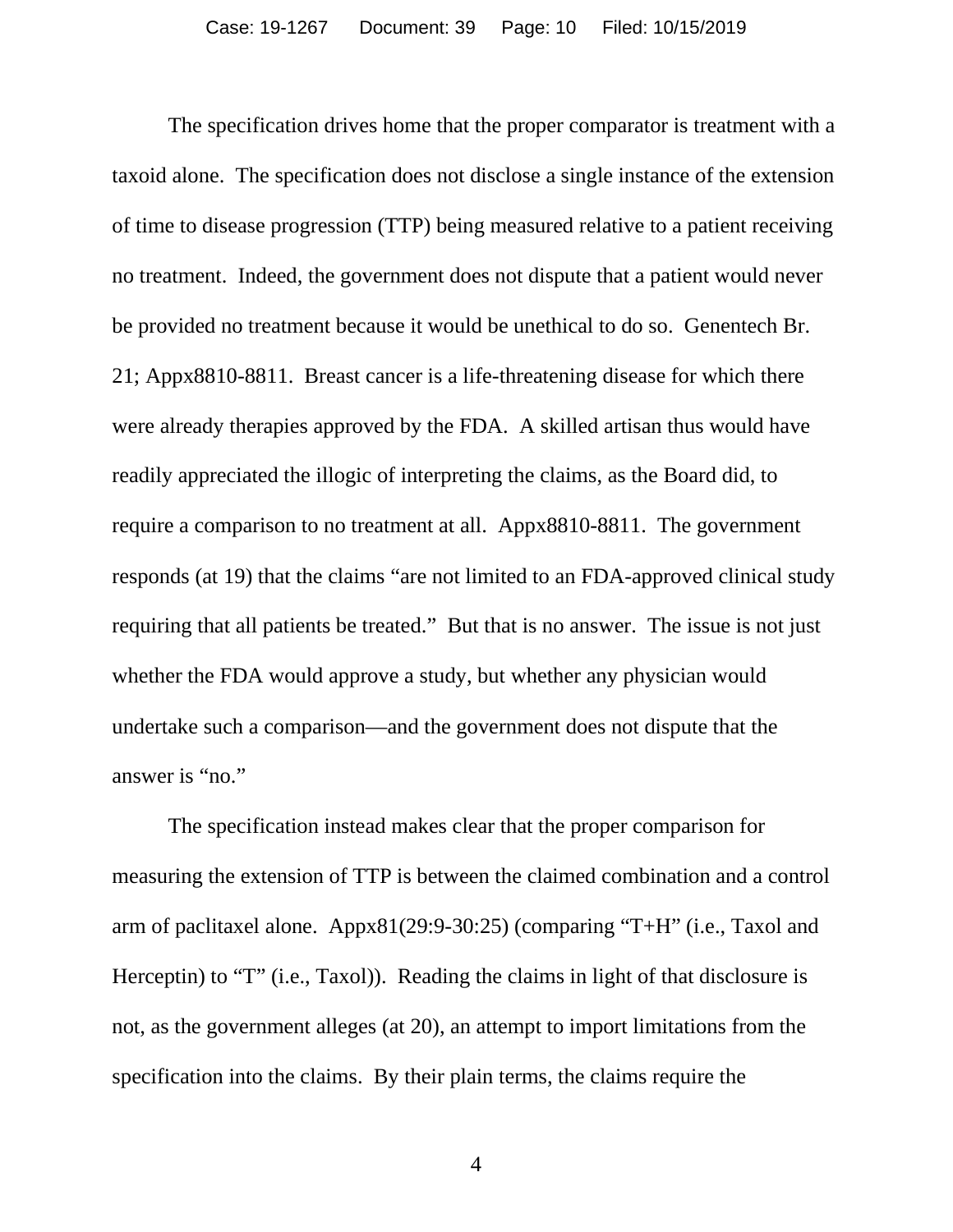The specification drives home that the proper comparator is treatment with a taxoid alone. The specification does not disclose a single instance of the extension of time to disease progression (TTP) being measured relative to a patient receiving no treatment. Indeed, the government does not dispute that a patient would never be provided no treatment because it would be unethical to do so. Genentech Br. 21; Appx8810-8811. Breast cancer is a life-threatening disease for which there were already therapies approved by the FDA. A skilled artisan thus would have readily appreciated the illogic of interpreting the claims, as the Board did, to require a comparison to no treatment at all. Appx8810-8811. The government responds (at 19) that the claims "are not limited to an FDA-approved clinical study requiring that all patients be treated." But that is no answer. The issue is not just whether the FDA would approve a study, but whether any physician would undertake such a comparison—and the government does not dispute that the answer is "no."

The specification instead makes clear that the proper comparison for measuring the extension of TTP is between the claimed combination and a control arm of paclitaxel alone. Appx81(29:9-30:25) (comparing "T+H" (i.e., Taxol and Herceptin) to "T" (i.e., Taxol)). Reading the claims in light of that disclosure is not, as the government alleges (at 20), an attempt to import limitations from the specification into the claims. By their plain terms, the claims require the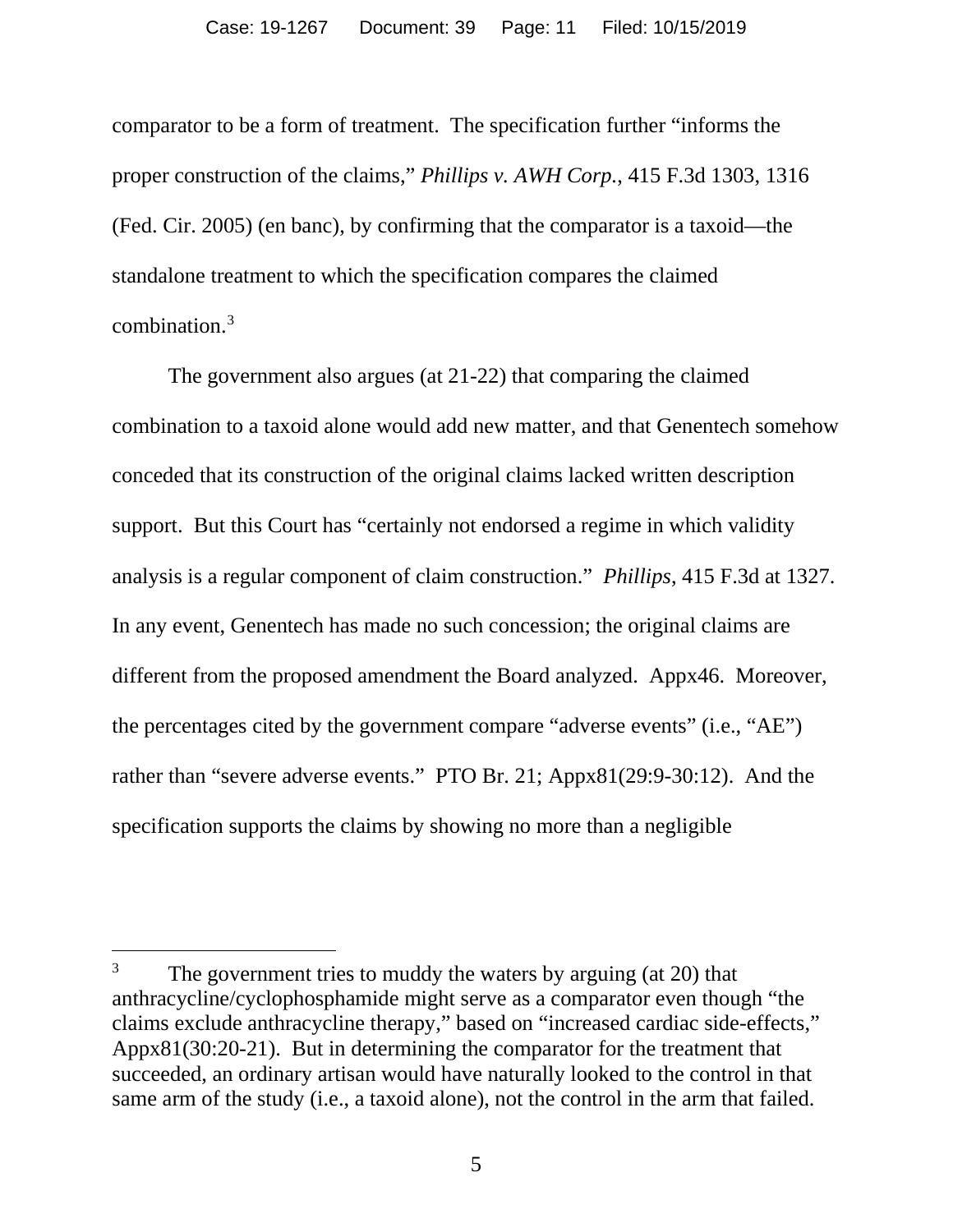comparator to be a form of treatment. The specification further "informs the proper construction of the claims," *Phillips v. AWH Corp.*, 415 F.3d 1303, 1316 (Fed. Cir. 2005) (en banc), by confirming that the comparator is a taxoid—the standalone treatment to which the specification compares the claimed combination.[3]

The government also argues (at 21-22) that comparing the claimed combination to a taxoid alone would add new matter, and that Genentech somehow conceded that its construction of the original claims lacked written description support. But this Court has "certainly not endorsed a regime in which validity analysis is a regular component of claim construction." *Phillips*, 415 F.3d at 1327. In any event, Genentech has made no such concession; the original claims are different from the proposed amendment the Board analyzed. Appx46. Moreover, the percentages cited by the government compare "adverse events" (i.e., "AE") rather than "severe adverse events." PTO Br. 21; Appx81(29:9-30:12). And the specification supports the claims by showing no more than a negligible

---

[3] The government tries to muddy the waters by arguing (at 20) that anthracycline/cyclophosphamide might serve as a comparator even though "the claims exclude anthracycline therapy," based on "increased cardiac side-effects," Appx81(30:20-21). But in determining the comparator for the treatment that succeeded, an ordinary artisan would have naturally looked to the control in that same arm of the study (i.e., a taxoid alone), not the control in the arm that failed.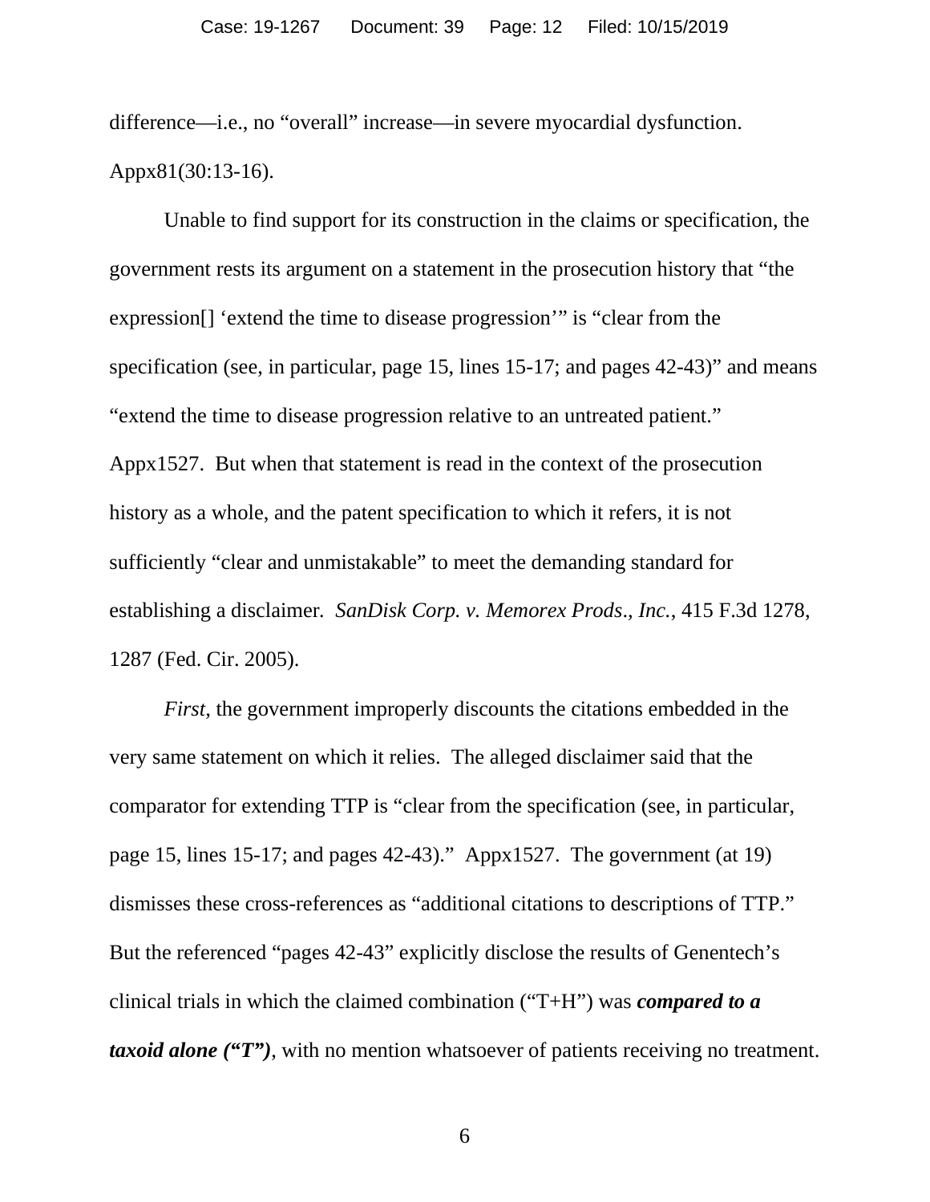difference—i.e., no "overall" increase—in severe myocardial dysfunction. Appx81(30:13-16).

Unable to find support for its construction in the claims or specification, the government rests its argument on a statement in the prosecution history that "the expression[] 'extend the time to disease progression'" is "clear from the specification (see, in particular, page 15, lines 15-17; and pages 42-43)" and means "extend the time to disease progression relative to an untreated patient." Appx1527. But when that statement is read in the context of the prosecution history as a whole, and the patent specification to which it refers, it is not sufficiently "clear and unmistakable" to meet the demanding standard for establishing a disclaimer. *SanDisk Corp. v. Memorex Prods., Inc.*, 415 F.3d 1278, 1287 (Fed. Cir. 2005).

*First*, the government improperly discounts the citations embedded in the very same statement on which it relies. The alleged disclaimer said that the comparator for extending TTP is "clear from the specification (see, in particular, page 15, lines 15-17; and pages 42-43)." Appx1527. The government (at 19) dismisses these cross-references as "additional citations to descriptions of TTP." But the referenced "pages 42-43" explicitly disclose the results of Genentech's clinical trials in which the claimed combination ("T+H") was ***compared to a taxoid alone ("T")***, with no mention whatsoever of patients receiving no treatment.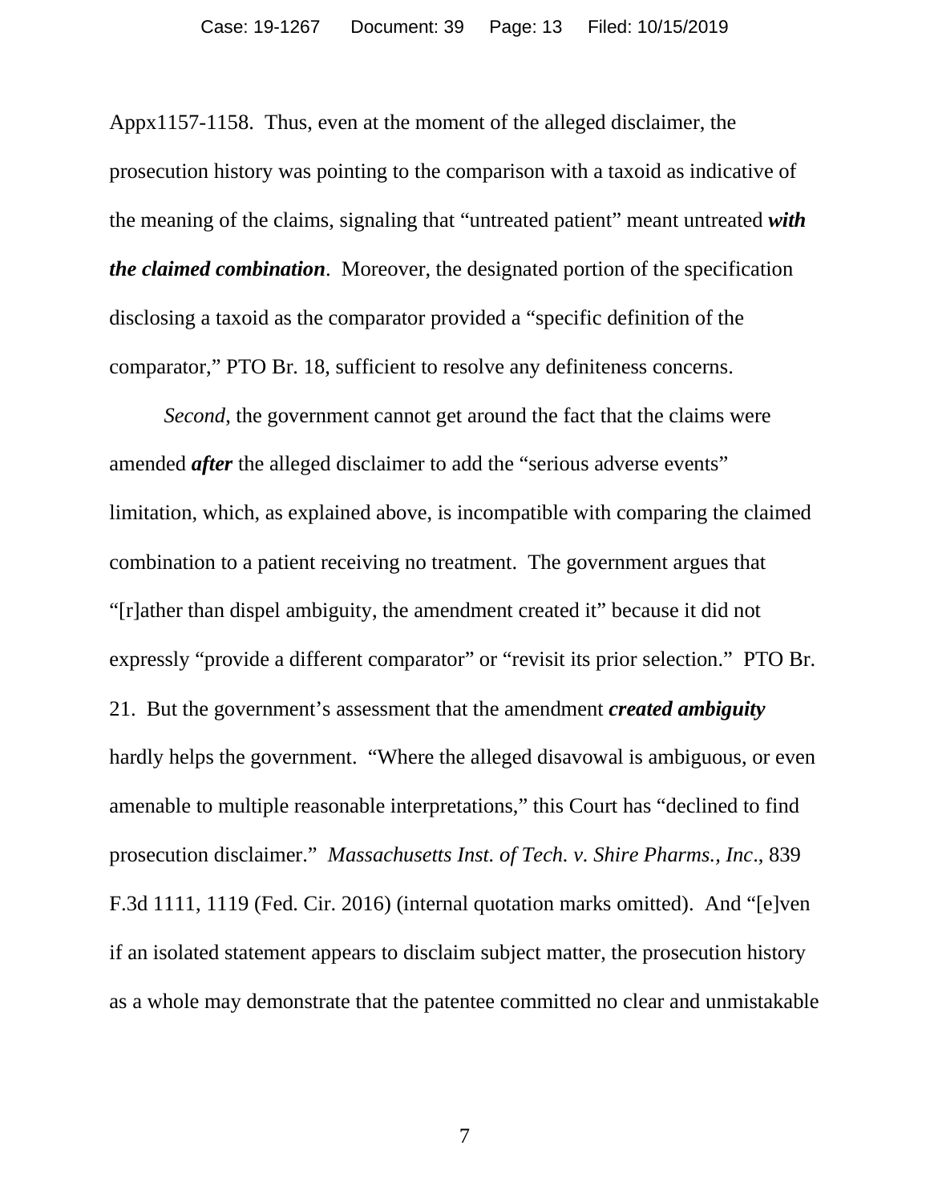Appx1157-1158. Thus, even at the moment of the alleged disclaimer, the prosecution history was pointing to the comparison with a taxoid as indicative of the meaning of the claims, signaling that "untreated patient" meant untreated ***with the claimed combination***. Moreover, the designated portion of the specification disclosing a taxoid as the comparator provided a "specific definition of the comparator," PTO Br. 18, sufficient to resolve any definiteness concerns.

*Second*, the government cannot get around the fact that the claims were amended ***after*** the alleged disclaimer to add the "serious adverse events" limitation, which, as explained above, is incompatible with comparing the claimed combination to a patient receiving no treatment. The government argues that "[r]ather than dispel ambiguity, the amendment created it" because it did not expressly "provide a different comparator" or "revisit its prior selection." PTO Br. 21. But the government's assessment that the amendment ***created ambiguity*** hardly helps the government. "Where the alleged disavowal is ambiguous, or even amenable to multiple reasonable interpretations," this Court has "declined to find prosecution disclaimer." *Massachusetts Inst. of Tech. v. Shire Pharms., Inc*., 839 F.3d 1111, 1119 (Fed. Cir. 2016) (internal quotation marks omitted). And "[e]ven if an isolated statement appears to disclaim subject matter, the prosecution history as a whole may demonstrate that the patentee committed no clear and unmistakable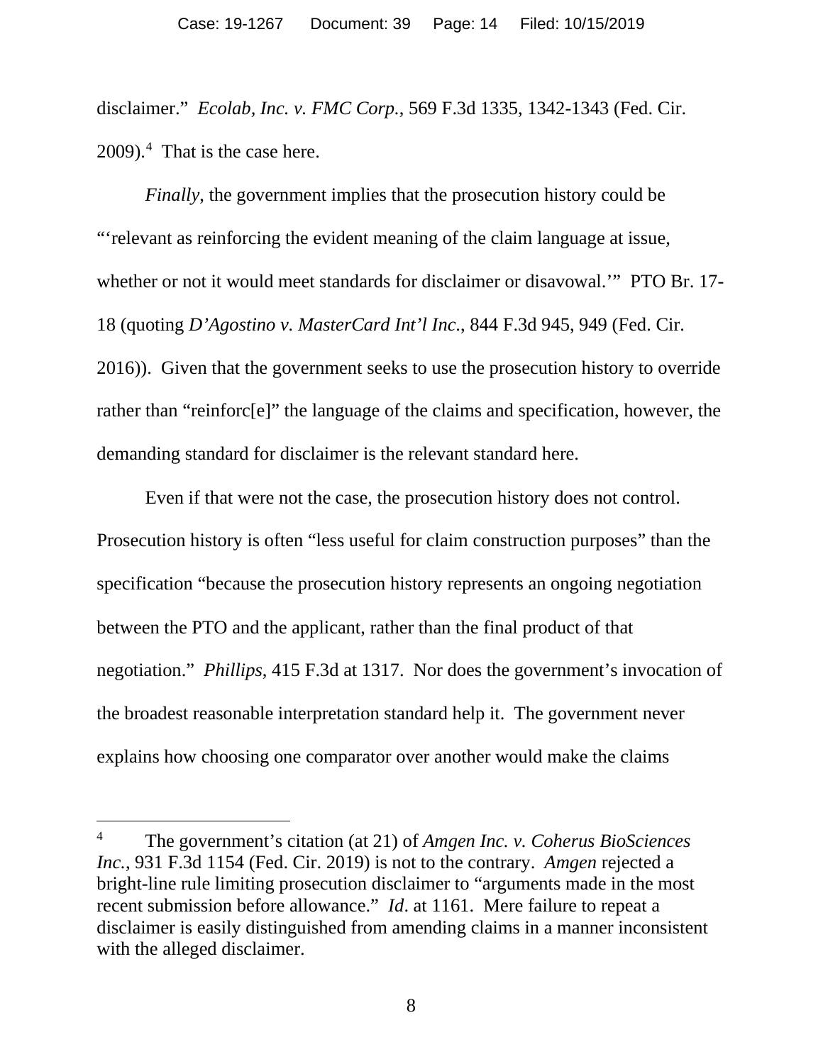disclaimer." *Ecolab, Inc. v. FMC Corp.*, 569 F.3d 1335, 1342-1343 (Fed. Cir. 2009).[4] That is the case here.

*Finally*, the government implies that the prosecution history could be "'relevant as reinforcing the evident meaning of the claim language at issue, whether or not it would meet standards for disclaimer or disavowal.'" PTO Br. 17-18 (quoting *D'Agostino v. MasterCard Int'l Inc.*, 844 F.3d 945, 949 (Fed. Cir. 2016)). Given that the government seeks to use the prosecution history to override rather than "reinforc[e]" the language of the claims and specification, however, the demanding standard for disclaimer is the relevant standard here.

Even if that were not the case, the prosecution history does not control. Prosecution history is often "less useful for claim construction purposes" than the specification "because the prosecution history represents an ongoing negotiation between the PTO and the applicant, rather than the final product of that negotiation." *Phillips*, 415 F.3d at 1317. Nor does the government's invocation of the broadest reasonable interpretation standard help it. The government never explains how choosing one comparator over another would make the claims

---

[4] The government's citation (at 21) of *Amgen Inc. v. Coherus BioSciences Inc.*, 931 F.3d 1154 (Fed. Cir. 2019) is not to the contrary. *Amgen* rejected a bright-line rule limiting prosecution disclaimer to "arguments made in the most recent submission before allowance." *Id*. at 1161. Mere failure to repeat a disclaimer is easily distinguished from amending claims in a manner inconsistent with the alleged disclaimer.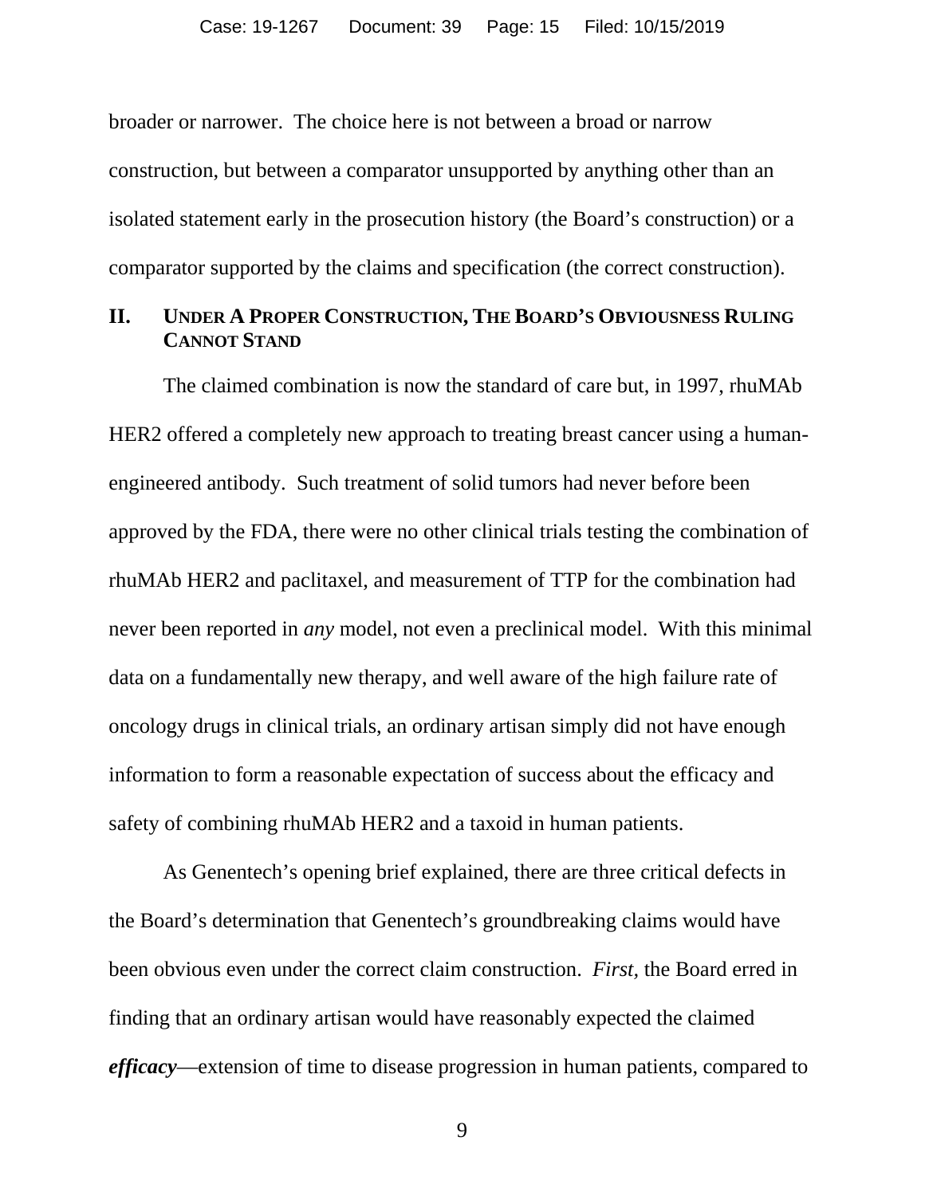broader or narrower. The choice here is not between a broad or narrow construction, but between a comparator unsupported by anything other than an isolated statement early in the prosecution history (the Board's construction) or a comparator supported by the claims and specification (the correct construction).

## II. UNDER A PROPER CONSTRUCTION, THE BOARD'S OBVIOUSNESS RULING CANNOT STAND

The claimed combination is now the standard of care but, in 1997, rhuMAb HER2 offered a completely new approach to treating breast cancer using a human-engineered antibody. Such treatment of solid tumors had never before been approved by the FDA, there were no other clinical trials testing the combination of rhuMAb HER2 and paclitaxel, and measurement of TTP for the combination had never been reported in *any* model, not even a preclinical model. With this minimal data on a fundamentally new therapy, and well aware of the high failure rate of oncology drugs in clinical trials, an ordinary artisan simply did not have enough information to form a reasonable expectation of success about the efficacy and safety of combining rhuMAb HER2 and a taxoid in human patients.

As Genentech's opening brief explained, there are three critical defects in the Board's determination that Genentech's groundbreaking claims would have been obvious even under the correct claim construction. *First,* the Board erred in finding that an ordinary artisan would have reasonably expected the claimed ***efficacy***—extension of time to disease progression in human patients, compared to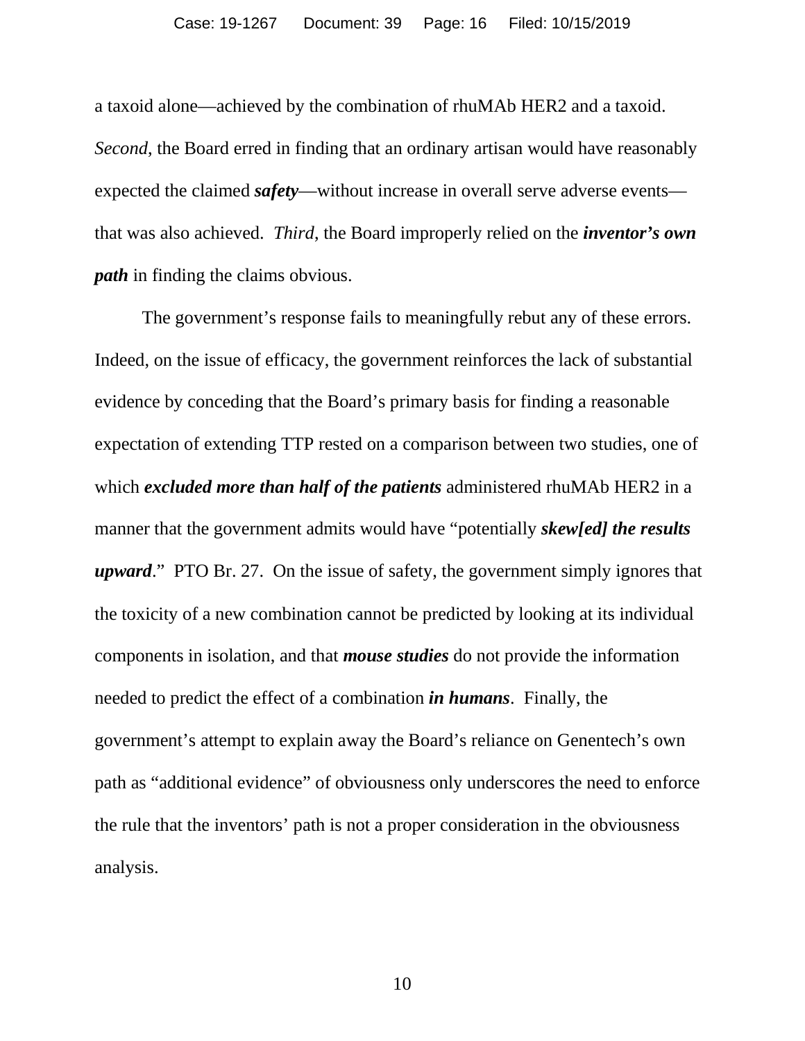a taxoid alone—achieved by the combination of rhuMAb HER2 and a taxoid. *Second*, the Board erred in finding that an ordinary artisan would have reasonably expected the claimed ***safety***—without increase in overall serve adverse events—that was also achieved. *Third*, the Board improperly relied on the ***inventor's own path*** in finding the claims obvious.

The government's response fails to meaningfully rebut any of these errors. Indeed, on the issue of efficacy, the government reinforces the lack of substantial evidence by conceding that the Board's primary basis for finding a reasonable expectation of extending TTP rested on a comparison between two studies, one of which ***excluded more than half of the patients*** administered rhuMAb HER2 in a manner that the government admits would have "potentially ***skew[ed] the results upward***." PTO Br. 27. On the issue of safety, the government simply ignores that the toxicity of a new combination cannot be predicted by looking at its individual components in isolation, and that ***mouse studies*** do not provide the information needed to predict the effect of a combination ***in humans***. Finally, the government's attempt to explain away the Board's reliance on Genentech's own path as "additional evidence" of obviousness only underscores the need to enforce the rule that the inventors' path is not a proper consideration in the obviousness analysis.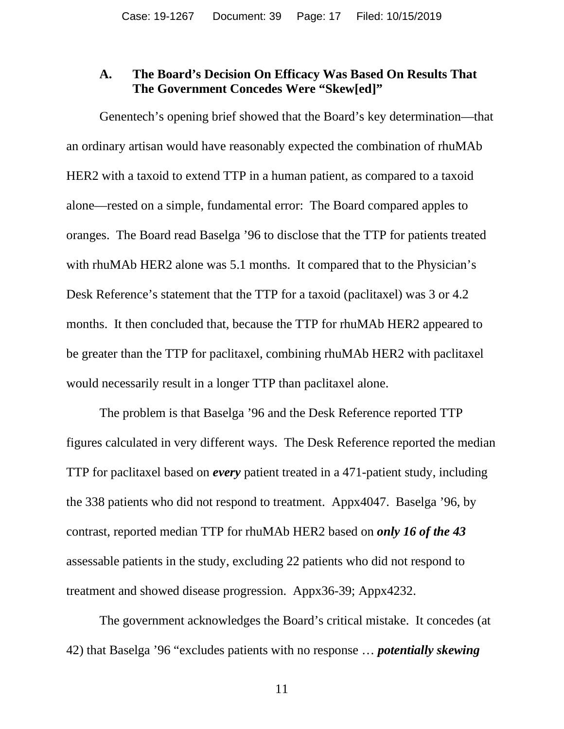### A. The Board's Decision On Efficacy Was Based On Results That The Government Concedes Were "Skew[ed]"

Genentech's opening brief showed that the Board's key determination—that an ordinary artisan would have reasonably expected the combination of rhuMAb HER2 with a taxoid to extend TTP in a human patient, as compared to a taxoid alone—rested on a simple, fundamental error: The Board compared apples to oranges. The Board read Baselga '96 to disclose that the TTP for patients treated with rhuMAb HER2 alone was 5.1 months. It compared that to the Physician's Desk Reference's statement that the TTP for a taxoid (paclitaxel) was 3 or 4.2 months. It then concluded that, because the TTP for rhuMAb HER2 appeared to be greater than the TTP for paclitaxel, combining rhuMAb HER2 with paclitaxel would necessarily result in a longer TTP than paclitaxel alone.

The problem is that Baselga '96 and the Desk Reference reported TTP figures calculated in very different ways. The Desk Reference reported the median TTP for paclitaxel based on ***every*** patient treated in a 471-patient study, including the 338 patients who did not respond to treatment. Appx4047. Baselga '96, by contrast, reported median TTP for rhuMAb HER2 based on ***only 16 of the 43*** assessable patients in the study, excluding 22 patients who did not respond to treatment and showed disease progression. Appx36-39; Appx4232.

The government acknowledges the Board's critical mistake. It concedes (at 42) that Baselga '96 "excludes patients with no response … ***potentially skewing***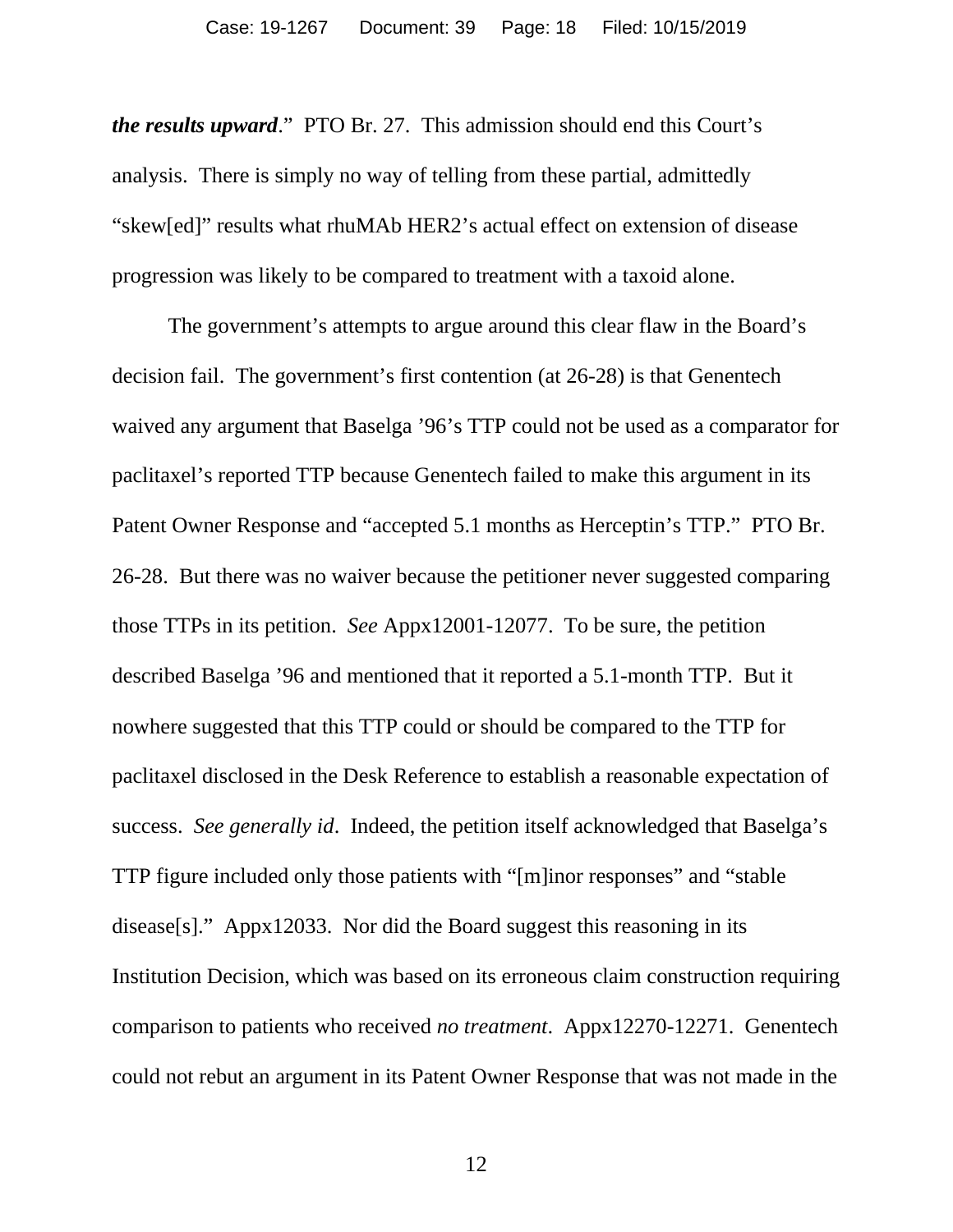***the results upward***." PTO Br. 27. This admission should end this Court's analysis. There is simply no way of telling from these partial, admittedly "skew[ed]" results what rhuMAb HER2's actual effect on extension of disease progression was likely to be compared to treatment with a taxoid alone.

The government's attempts to argue around this clear flaw in the Board's decision fail. The government's first contention (at 26-28) is that Genentech waived any argument that Baselga '96's TTP could not be used as a comparator for paclitaxel's reported TTP because Genentech failed to make this argument in its Patent Owner Response and "accepted 5.1 months as Herceptin's TTP." PTO Br. 26-28. But there was no waiver because the petitioner never suggested comparing those TTPs in its petition. *See* Appx12001-12077. To be sure, the petition described Baselga '96 and mentioned that it reported a 5.1-month TTP. But it nowhere suggested that this TTP could or should be compared to the TTP for paclitaxel disclosed in the Desk Reference to establish a reasonable expectation of success. *See generally id*. Indeed, the petition itself acknowledged that Baselga's TTP figure included only those patients with "[m]inor responses" and "stable disease[s]." Appx12033. Nor did the Board suggest this reasoning in its Institution Decision, which was based on its erroneous claim construction requiring comparison to patients who received *no treatment*. Appx12270-12271. Genentech could not rebut an argument in its Patent Owner Response that was not made in the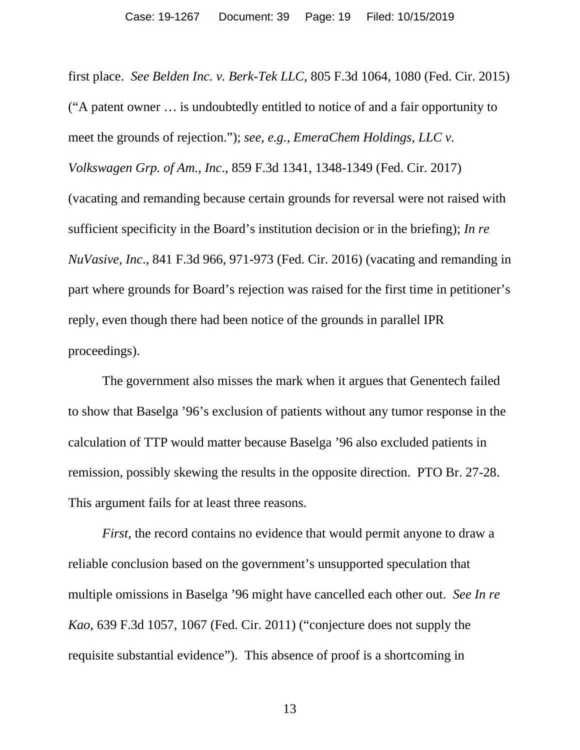first place. *See Belden Inc. v. Berk-Tek LLC*, 805 F.3d 1064, 1080 (Fed. Cir. 2015) ("A patent owner … is undoubtedly entitled to notice of and a fair opportunity to meet the grounds of rejection."); *see, e.g.*, *EmeraChem Holdings, LLC v. Volkswagen Grp. of Am., Inc*., 859 F.3d 1341, 1348-1349 (Fed. Cir. 2017) (vacating and remanding because certain grounds for reversal were not raised with sufficient specificity in the Board's institution decision or in the briefing); *In re NuVasive, Inc*., 841 F.3d 966, 971-973 (Fed. Cir. 2016) (vacating and remanding in part where grounds for Board's rejection was raised for the first time in petitioner's reply, even though there had been notice of the grounds in parallel IPR proceedings).

The government also misses the mark when it argues that Genentech failed to show that Baselga '96's exclusion of patients without any tumor response in the calculation of TTP would matter because Baselga '96 also excluded patients in remission, possibly skewing the results in the opposite direction. PTO Br. 27-28. This argument fails for at least three reasons.

*First*, the record contains no evidence that would permit anyone to draw a reliable conclusion based on the government's unsupported speculation that multiple omissions in Baselga '96 might have cancelled each other out. *See In re Kao*, 639 F.3d 1057, 1067 (Fed. Cir. 2011) ("conjecture does not supply the requisite substantial evidence"). This absence of proof is a shortcoming in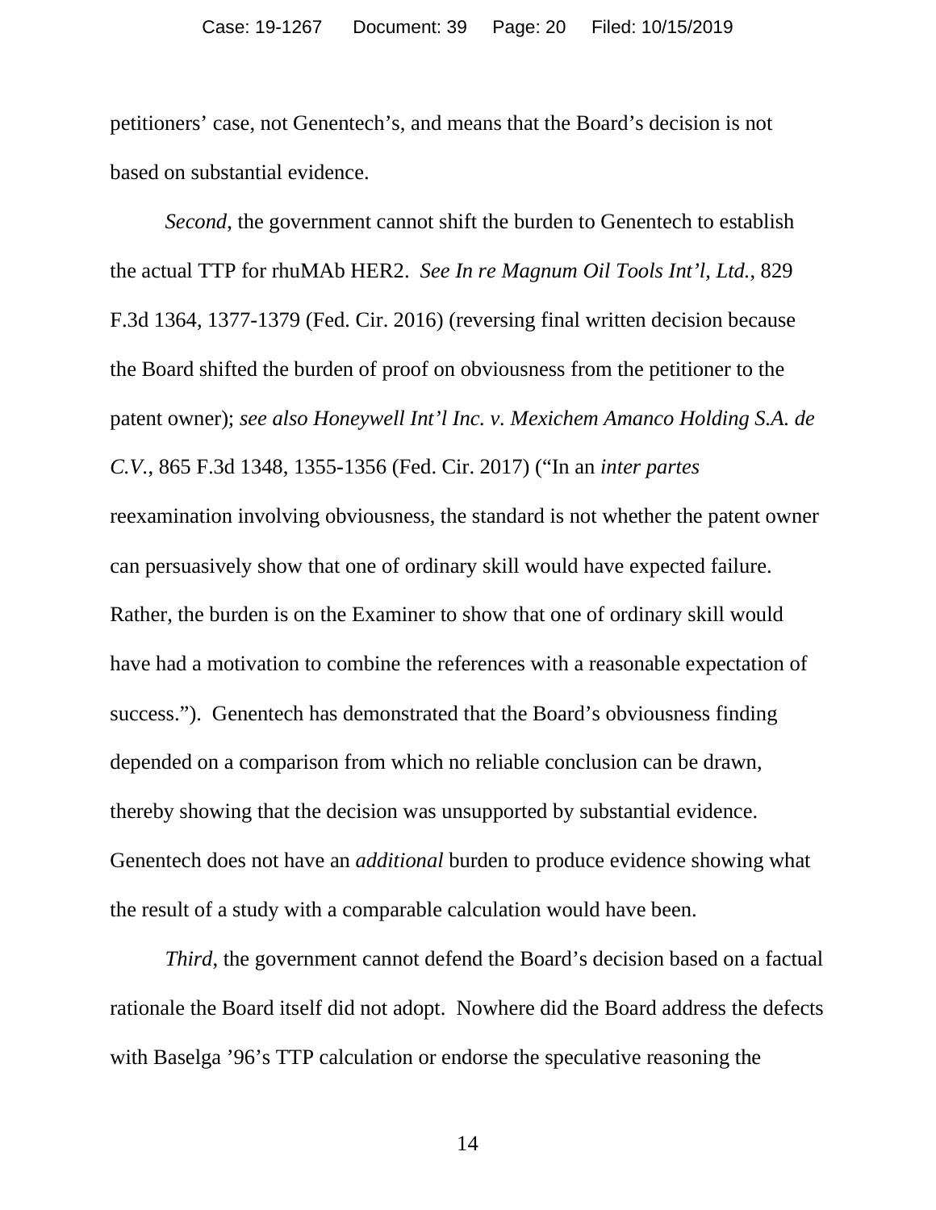petitioners' case, not Genentech's, and means that the Board's decision is not based on substantial evidence.

*Second*, the government cannot shift the burden to Genentech to establish the actual TTP for rhuMAb HER2. *See In re Magnum Oil Tools Int'l, Ltd.*, 829 F.3d 1364, 1377-1379 (Fed. Cir. 2016) (reversing final written decision because the Board shifted the burden of proof on obviousness from the petitioner to the patent owner); *see also Honeywell Int'l Inc. v. Mexichem Amanco Holding S.A. de C.V.*, 865 F.3d 1348, 1355-1356 (Fed. Cir. 2017) ("In an *inter partes* reexamination involving obviousness, the standard is not whether the patent owner can persuasively show that one of ordinary skill would have expected failure. Rather, the burden is on the Examiner to show that one of ordinary skill would have had a motivation to combine the references with a reasonable expectation of success."). Genentech has demonstrated that the Board's obviousness finding depended on a comparison from which no reliable conclusion can be drawn, thereby showing that the decision was unsupported by substantial evidence. Genentech does not have an *additional* burden to produce evidence showing what the result of a study with a comparable calculation would have been.

*Third*, the government cannot defend the Board's decision based on a factual rationale the Board itself did not adopt. Nowhere did the Board address the defects with Baselga '96's TTP calculation or endorse the speculative reasoning the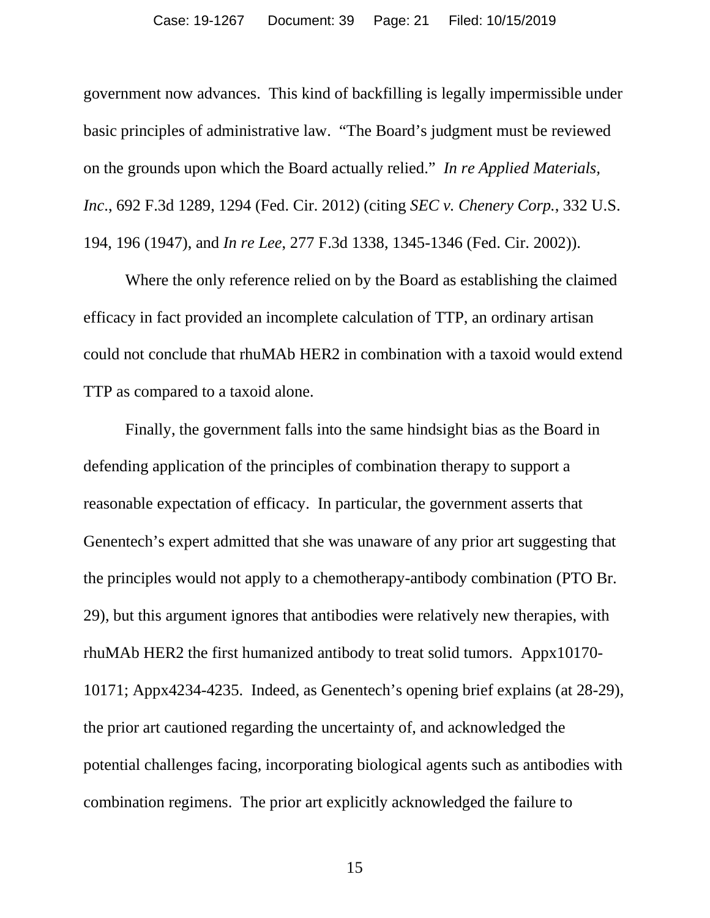government now advances. This kind of backfilling is legally impermissible under basic principles of administrative law. "The Board's judgment must be reviewed on the grounds upon which the Board actually relied." *In re Applied Materials, Inc*., 692 F.3d 1289, 1294 (Fed. Cir. 2012) (citing *SEC v. Chenery Corp.*, 332 U.S. 194, 196 (1947), and *In re Lee*, 277 F.3d 1338, 1345-1346 (Fed. Cir. 2002)).

Where the only reference relied on by the Board as establishing the claimed efficacy in fact provided an incomplete calculation of TTP, an ordinary artisan could not conclude that rhuMAb HER2 in combination with a taxoid would extend TTP as compared to a taxoid alone.

Finally, the government falls into the same hindsight bias as the Board in defending application of the principles of combination therapy to support a reasonable expectation of efficacy. In particular, the government asserts that Genentech's expert admitted that she was unaware of any prior art suggesting that the principles would not apply to a chemotherapy-antibody combination (PTO Br. 29), but this argument ignores that antibodies were relatively new therapies, with rhuMAb HER2 the first humanized antibody to treat solid tumors. Appx10170-10171; Appx4234-4235. Indeed, as Genentech's opening brief explains (at 28-29), the prior art cautioned regarding the uncertainty of, and acknowledged the potential challenges facing, incorporating biological agents such as antibodies with combination regimens. The prior art explicitly acknowledged the failure to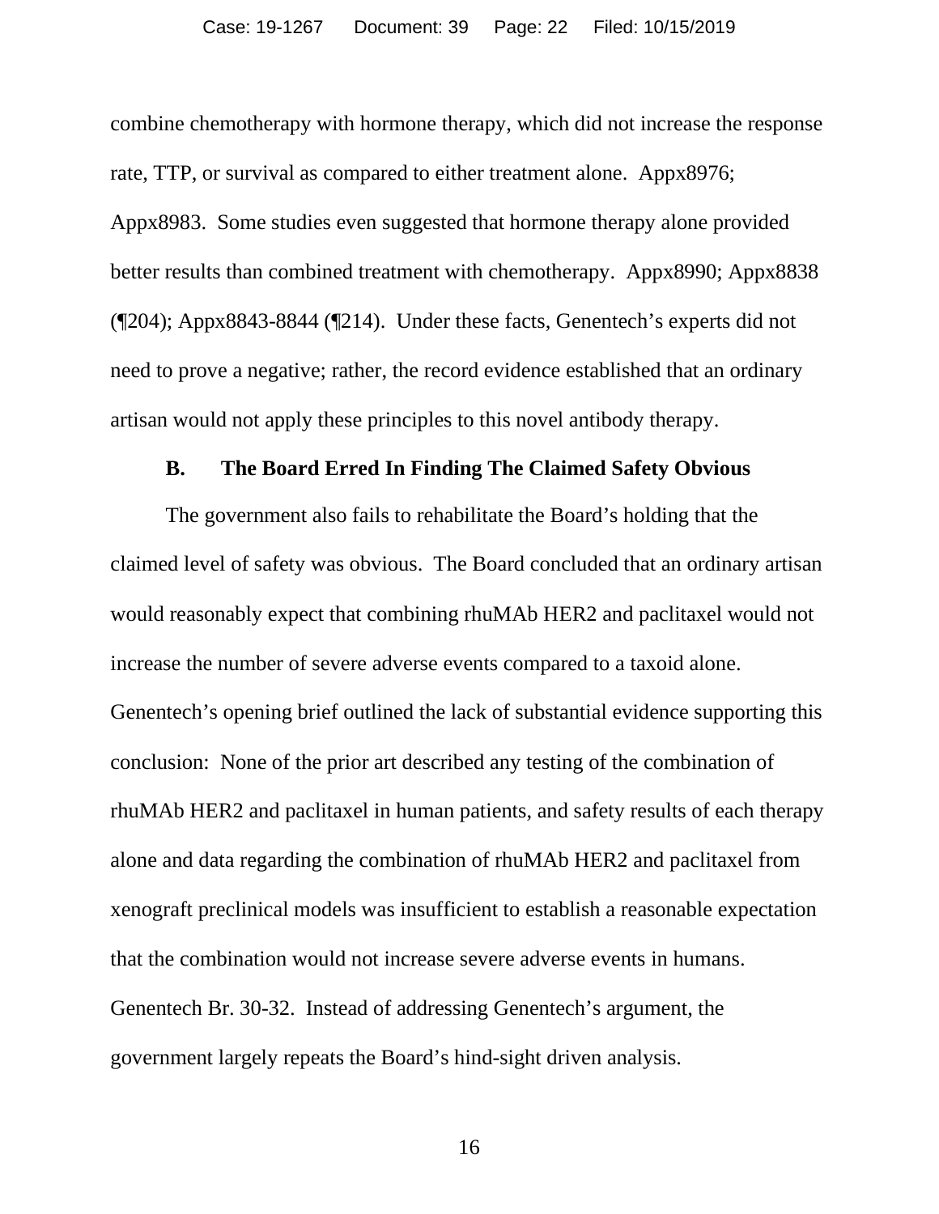combine chemotherapy with hormone therapy, which did not increase the response rate, TTP, or survival as compared to either treatment alone. Appx8976; Appx8983. Some studies even suggested that hormone therapy alone provided better results than combined treatment with chemotherapy. Appx8990; Appx8838 (¶204); Appx8843-8844 (¶214). Under these facts, Genentech's experts did not need to prove a negative; rather, the record evidence established that an ordinary artisan would not apply these principles to this novel antibody therapy.

### B. The Board Erred In Finding The Claimed Safety Obvious

The government also fails to rehabilitate the Board's holding that the claimed level of safety was obvious. The Board concluded that an ordinary artisan would reasonably expect that combining rhuMAb HER2 and paclitaxel would not increase the number of severe adverse events compared to a taxoid alone. Genentech's opening brief outlined the lack of substantial evidence supporting this conclusion: None of the prior art described any testing of the combination of rhuMAb HER2 and paclitaxel in human patients, and safety results of each therapy alone and data regarding the combination of rhuMAb HER2 and paclitaxel from xenograft preclinical models was insufficient to establish a reasonable expectation that the combination would not increase severe adverse events in humans. Genentech Br. 30-32. Instead of addressing Genentech's argument, the government largely repeats the Board's hind-sight driven analysis.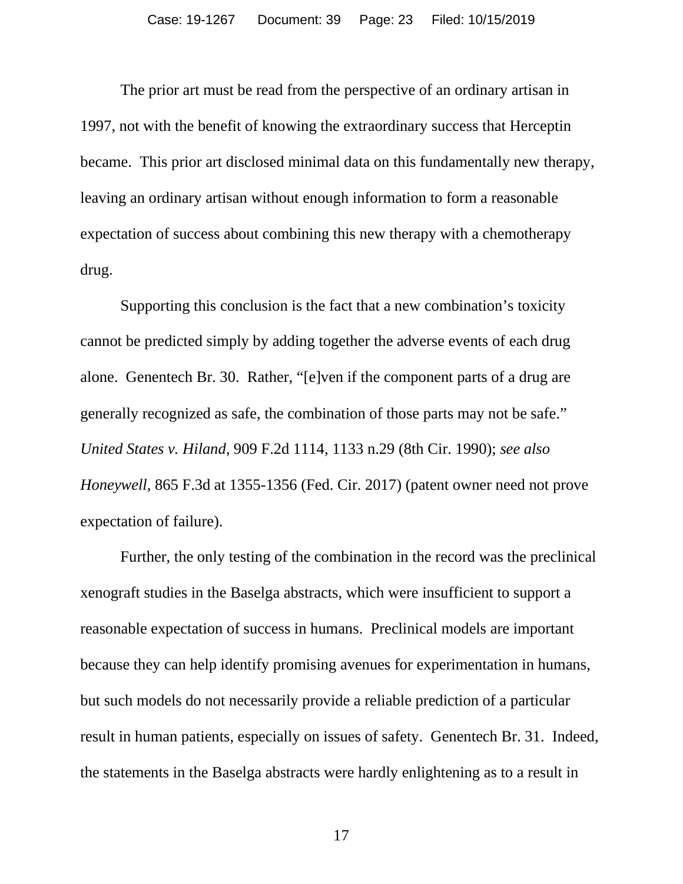The prior art must be read from the perspective of an ordinary artisan in 1997, not with the benefit of knowing the extraordinary success that Herceptin became. This prior art disclosed minimal data on this fundamentally new therapy, leaving an ordinary artisan without enough information to form a reasonable expectation of success about combining this new therapy with a chemotherapy drug.

Supporting this conclusion is the fact that a new combination's toxicity cannot be predicted simply by adding together the adverse events of each drug alone. Genentech Br. 30. Rather, "[e]ven if the component parts of a drug are generally recognized as safe, the combination of those parts may not be safe." *United States v. Hiland*, 909 F.2d 1114, 1133 n.29 (8th Cir. 1990); *see also Honeywell*, 865 F.3d at 1355-1356 (Fed. Cir. 2017) (patent owner need not prove expectation of failure).

Further, the only testing of the combination in the record was the preclinical xenograft studies in the Baselga abstracts, which were insufficient to support a reasonable expectation of success in humans. Preclinical models are important because they can help identify promising avenues for experimentation in humans, but such models do not necessarily provide a reliable prediction of a particular result in human patients, especially on issues of safety. Genentech Br. 31. Indeed, the statements in the Baselga abstracts were hardly enlightening as to a result in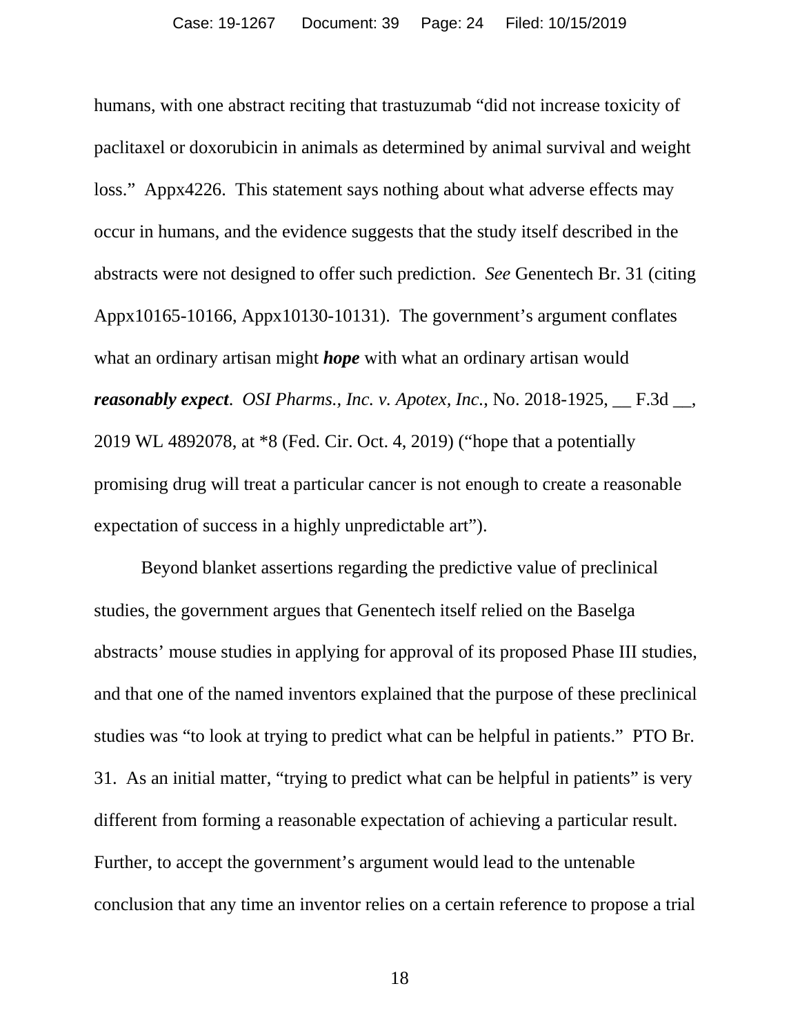humans, with one abstract reciting that trastuzumab "did not increase toxicity of paclitaxel or doxorubicin in animals as determined by animal survival and weight loss." Appx4226. This statement says nothing about what adverse effects may occur in humans, and the evidence suggests that the study itself described in the abstracts were not designed to offer such prediction. *See* Genentech Br. 31 (citing Appx10165-10166, Appx10130-10131). The government's argument conflates what an ordinary artisan might ***hope*** with what an ordinary artisan would ***reasonably expect***. *OSI Pharms., Inc. v. Apotex, Inc.*, No. 2018-1925, __ F.3d __, 2019 WL 4892078, at *8 (Fed. Cir. Oct. 4, 2019) ("hope that a potentially promising drug will treat a particular cancer is not enough to create a reasonable expectation of success in a highly unpredictable art").

Beyond blanket assertions regarding the predictive value of preclinical studies, the government argues that Genentech itself relied on the Baselga abstracts' mouse studies in applying for approval of its proposed Phase III studies, and that one of the named inventors explained that the purpose of these preclinical studies was "to look at trying to predict what can be helpful in patients." PTO Br. 31. As an initial matter, "trying to predict what can be helpful in patients" is very different from forming a reasonable expectation of achieving a particular result. Further, to accept the government's argument would lead to the untenable conclusion that any time an inventor relies on a certain reference to propose a trial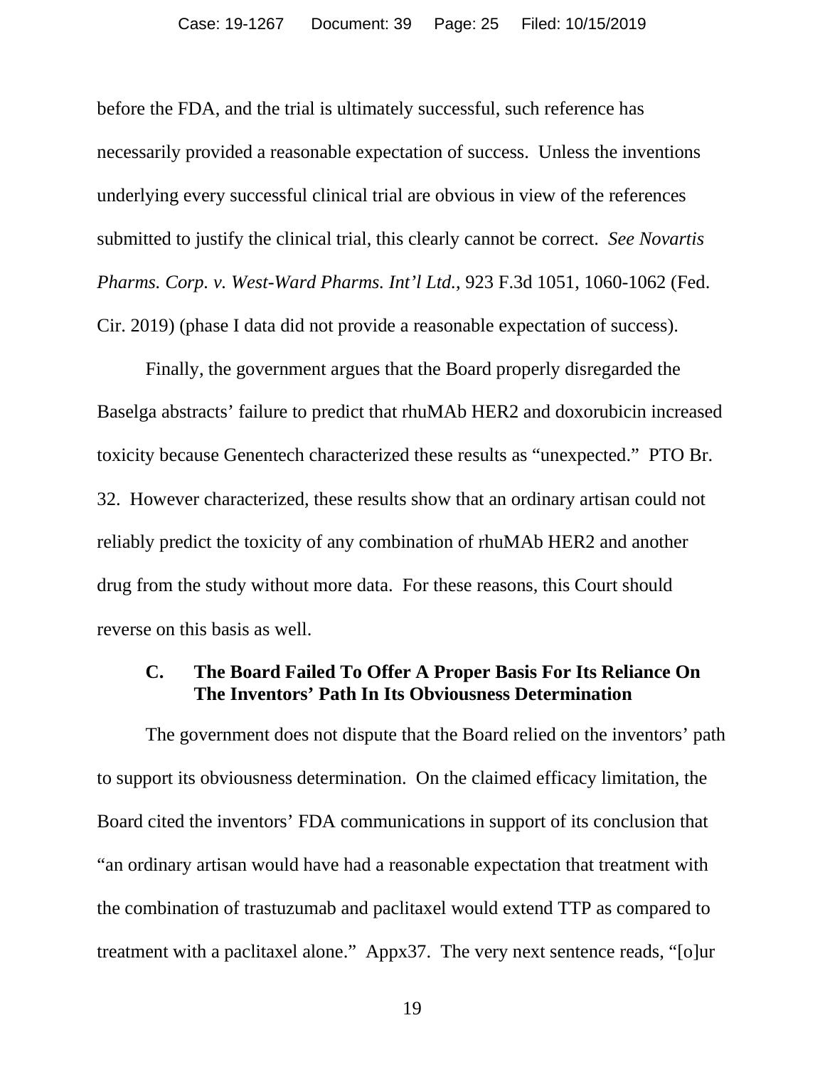before the FDA, and the trial is ultimately successful, such reference has necessarily provided a reasonable expectation of success. Unless the inventions underlying every successful clinical trial are obvious in view of the references submitted to justify the clinical trial, this clearly cannot be correct. *See Novartis Pharms. Corp. v. West-Ward Pharms. Int'l Ltd.*, 923 F.3d 1051, 1060-1062 (Fed. Cir. 2019) (phase I data did not provide a reasonable expectation of success).

Finally, the government argues that the Board properly disregarded the Baselga abstracts' failure to predict that rhuMAb HER2 and doxorubicin increased toxicity because Genentech characterized these results as "unexpected." PTO Br. 32. However characterized, these results show that an ordinary artisan could not reliably predict the toxicity of any combination of rhuMAb HER2 and another drug from the study without more data. For these reasons, this Court should reverse on this basis as well.

### C. The Board Failed To Offer A Proper Basis For Its Reliance On The Inventors' Path In Its Obviousness Determination

The government does not dispute that the Board relied on the inventors' path to support its obviousness determination. On the claimed efficacy limitation, the Board cited the inventors' FDA communications in support of its conclusion that "an ordinary artisan would have had a reasonable expectation that treatment with the combination of trastuzumab and paclitaxel would extend TTP as compared to treatment with a paclitaxel alone." Appx37. The very next sentence reads, "[o]ur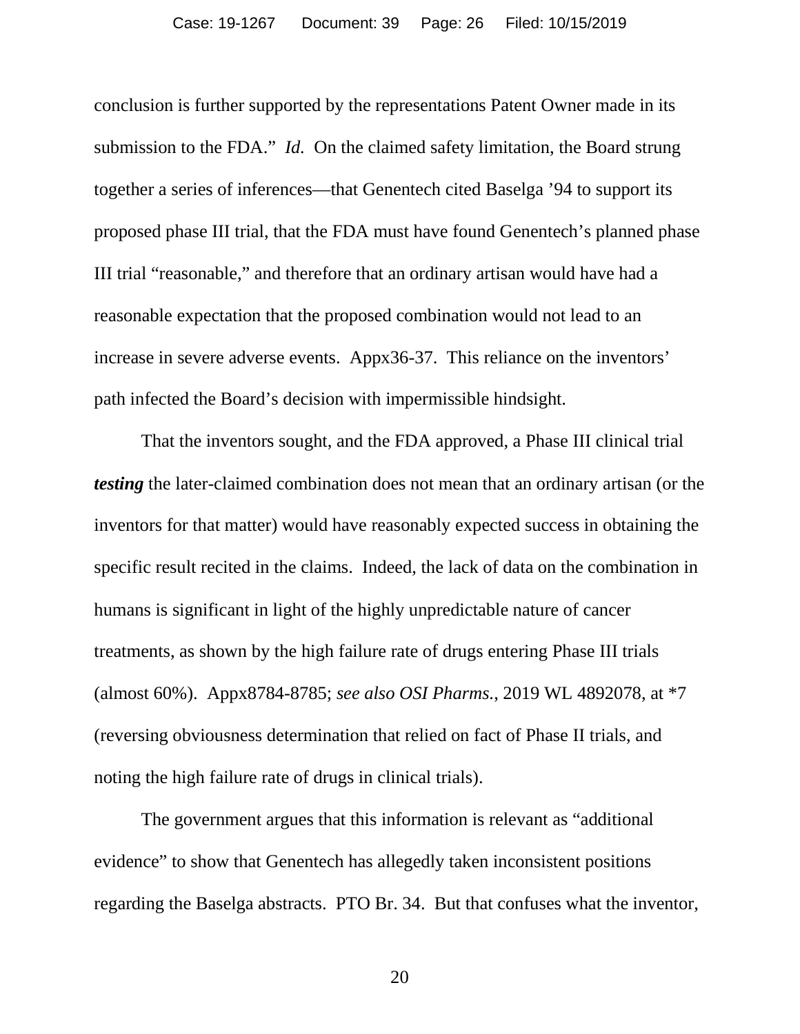conclusion is further supported by the representations Patent Owner made in its submission to the FDA." *Id.* On the claimed safety limitation, the Board strung together a series of inferences—that Genentech cited Baselga '94 to support its proposed phase III trial, that the FDA must have found Genentech's planned phase III trial "reasonable," and therefore that an ordinary artisan would have had a reasonable expectation that the proposed combination would not lead to an increase in severe adverse events. Appx36-37. This reliance on the inventors' path infected the Board's decision with impermissible hindsight.

That the inventors sought, and the FDA approved, a Phase III clinical trial ***testing*** the later-claimed combination does not mean that an ordinary artisan (or the inventors for that matter) would have reasonably expected success in obtaining the specific result recited in the claims. Indeed, the lack of data on the combination in humans is significant in light of the highly unpredictable nature of cancer treatments, as shown by the high failure rate of drugs entering Phase III trials (almost 60%). Appx8784-8785; *see also OSI Pharms.*, 2019 WL 4892078, at *7 (reversing obviousness determination that relied on fact of Phase II trials, and noting the high failure rate of drugs in clinical trials).

The government argues that this information is relevant as "additional evidence" to show that Genentech has allegedly taken inconsistent positions regarding the Baselga abstracts. PTO Br. 34. But that confuses what the inventor,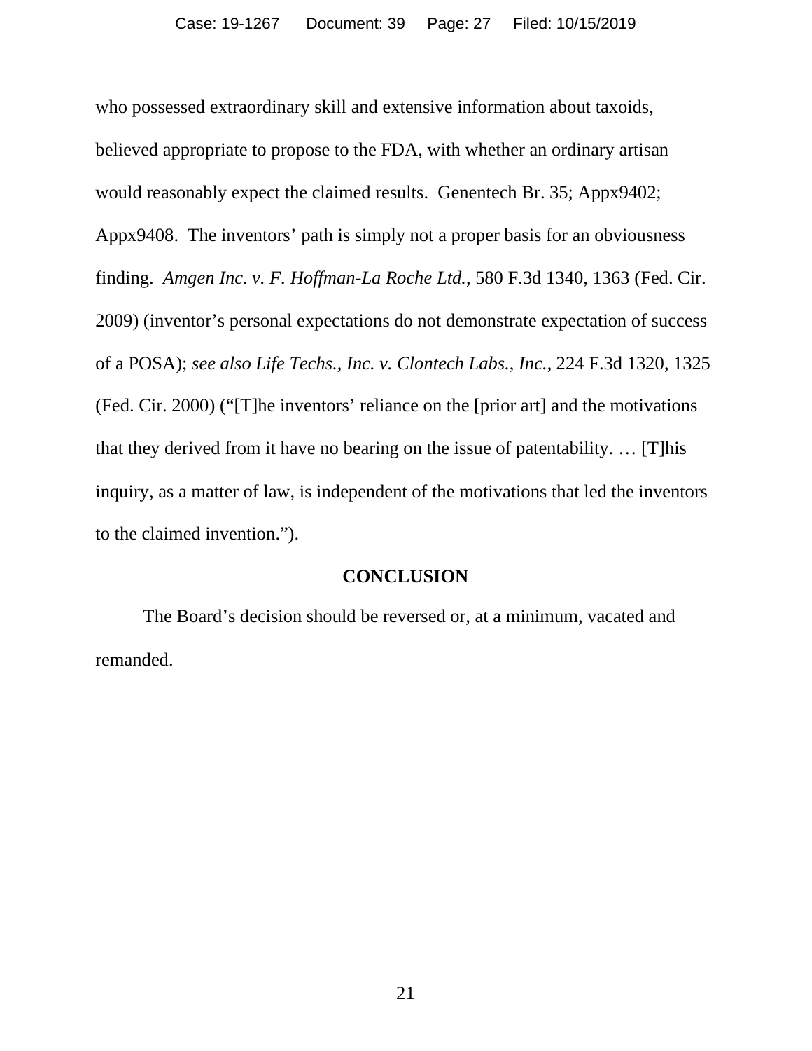who possessed extraordinary skill and extensive information about taxoids, believed appropriate to propose to the FDA, with whether an ordinary artisan would reasonably expect the claimed results. Genentech Br. 35; Appx9402; Appx9408. The inventors' path is simply not a proper basis for an obviousness finding. *Amgen Inc. v. F. Hoffman-La Roche Ltd.*, 580 F.3d 1340, 1363 (Fed. Cir. 2009) (inventor's personal expectations do not demonstrate expectation of success of a POSA); *see also Life Techs., Inc. v. Clontech Labs., Inc.*, 224 F.3d 1320, 1325 (Fed. Cir. 2000) ("[T]he inventors' reliance on the [prior art] and the motivations that they derived from it have no bearing on the issue of patentability. … [T]his inquiry, as a matter of law, is independent of the motivations that led the inventors to the claimed invention.").

## CONCLUSION

The Board's decision should be reversed or, at a minimum, vacated and remanded.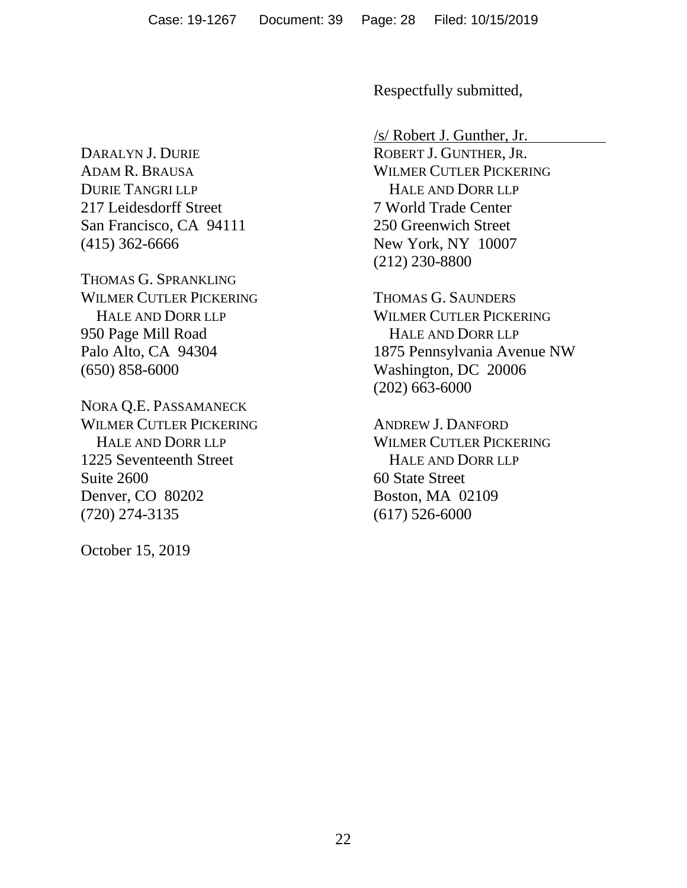Respectfully submitted,

/s/ Robert J. Gunther, Jr.
ROBERT J. GUNTHER, JR.
WILMER CUTLER PICKERING
HALE AND DORR LLP
7 World Trade Center
250 Greenwich Street
New York, NY 10007
(212) 230-8800

THOMAS G. SAUNDERS
WILMER CUTLER PICKERING
HALE AND DORR LLP
1875 Pennsylvania Avenue NW
Washington, DC 20006
(202) 663-6000

ANDREW J. DANFORD
WILMER CUTLER PICKERING
HALE AND DORR LLP
60 State Street
Boston, MA 02109
(617) 526-6000

DARALYN J. DURIE
ADAM R. BRAUSA
DURIE TANGRI LLP
217 Leidesdorff Street
San Francisco, CA 94111
(415) 362-6666

THOMAS G. SPRANKLING
WILMER CUTLER PICKERING
HALE AND DORR LLP
950 Page Mill Road
Palo Alto, CA 94304
(650) 858-6000

NORA Q.E. PASSAMANECK
WILMER CUTLER PICKERING
HALE AND DORR LLP
1225 Seventeenth Street
Suite 2600
Denver, CO 80202
(720) 274-3135

October 15, 2019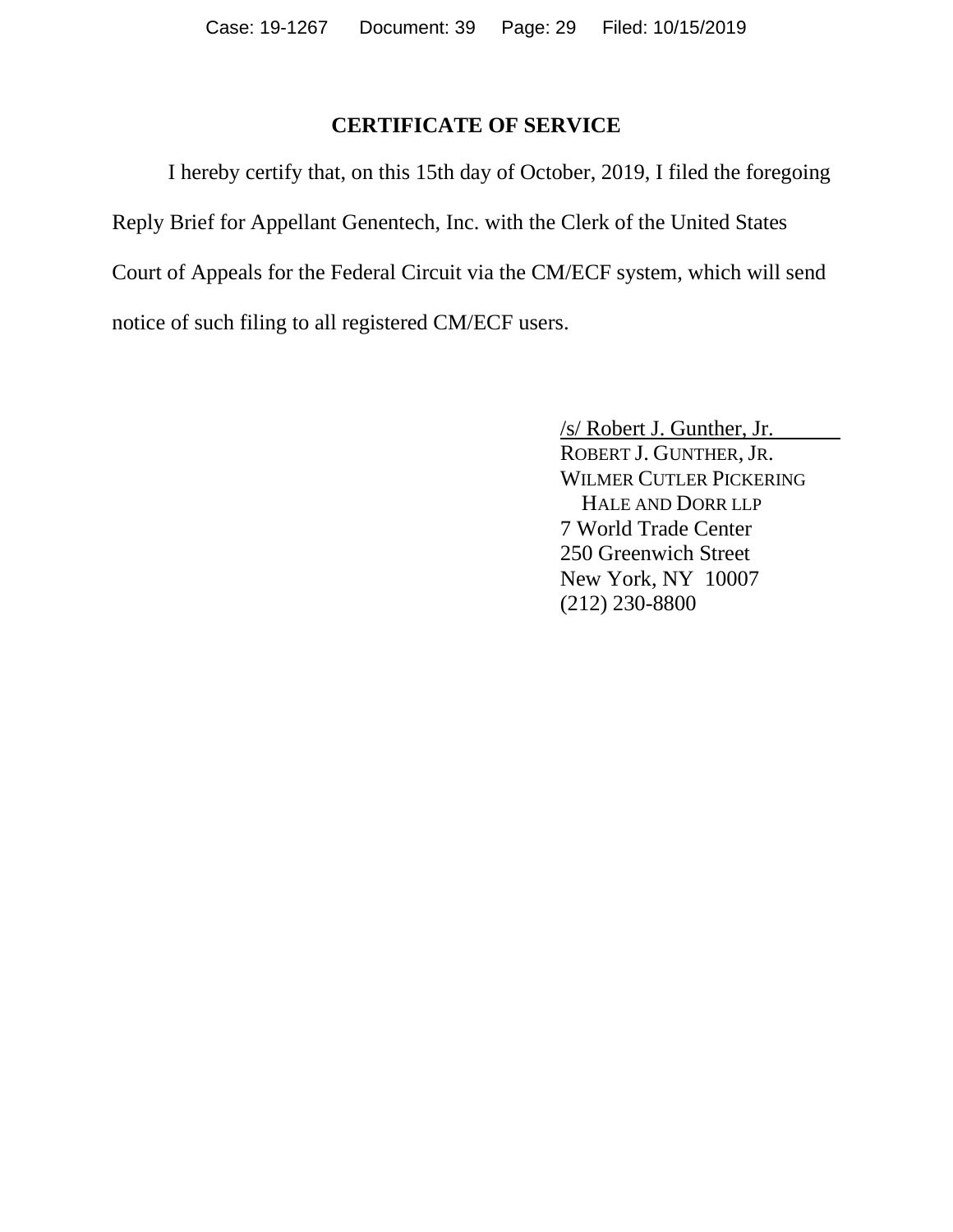## CERTIFICATE OF SERVICE

I hereby certify that, on this 15th day of October, 2019, I filed the foregoing Reply Brief for Appellant Genentech, Inc. with the Clerk of the United States Court of Appeals for the Federal Circuit via the CM/ECF system, which will send notice of such filing to all registered CM/ECF users.

/s/ Robert J. Gunther, Jr.
ROBERT J. GUNTHER, JR.
WILMER CUTLER PICKERING
HALE AND DORR LLP
7 World Trade Center
250 Greenwich Street
New York, NY 10007
(212) 230-8800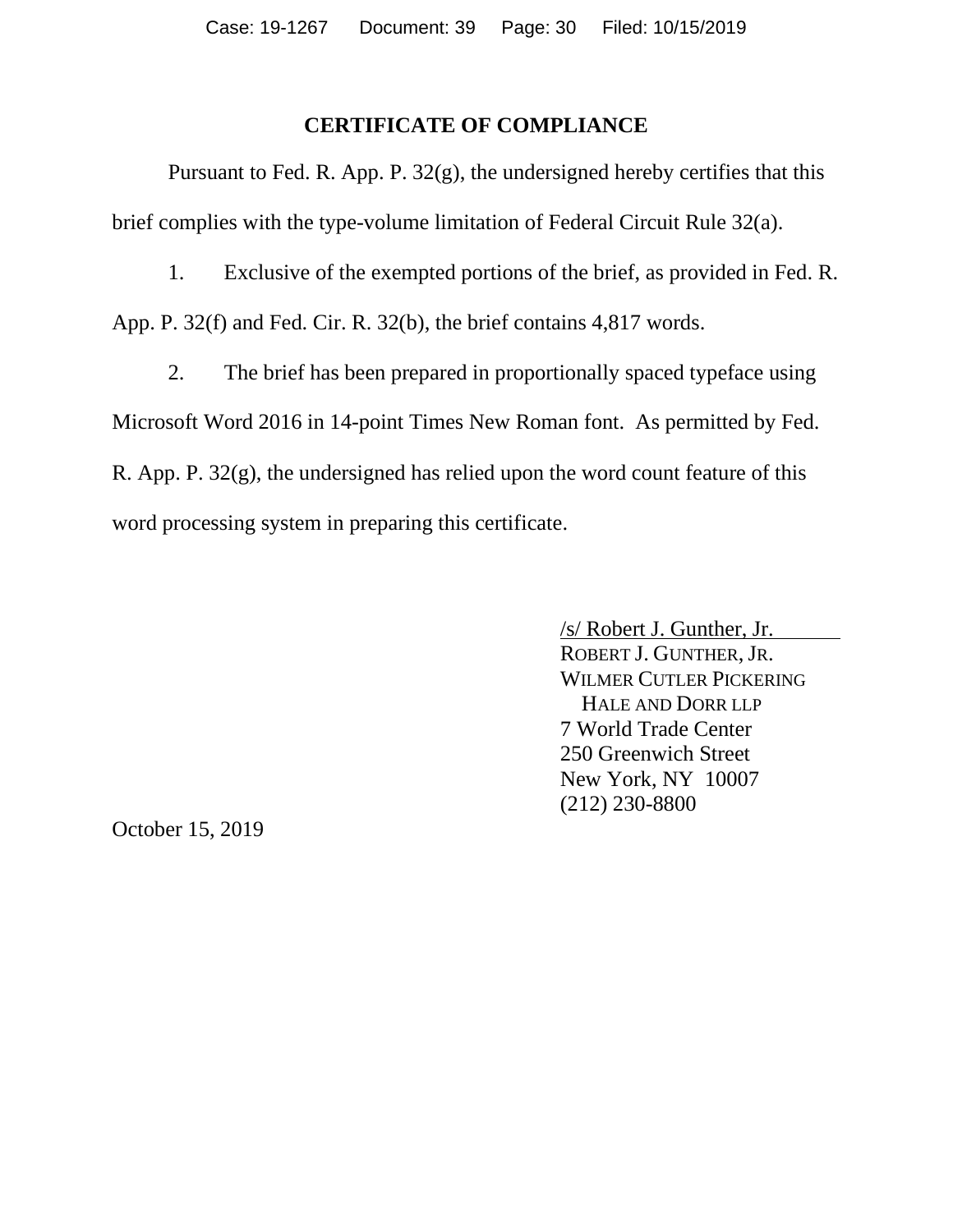## CERTIFICATE OF COMPLIANCE

Pursuant to Fed. R. App. P. 32(g), the undersigned hereby certifies that this brief complies with the type-volume limitation of Federal Circuit Rule 32(a).

1. Exclusive of the exempted portions of the brief, as provided in Fed. R. App. P. 32(f) and Fed. Cir. R. 32(b), the brief contains 4,817 words.

2. The brief has been prepared in proportionally spaced typeface using Microsoft Word 2016 in 14-point Times New Roman font. As permitted by Fed. R. App. P. 32(g), the undersigned has relied upon the word count feature of this word processing system in preparing this certificate.

/s/ Robert J. Gunther, Jr.
ROBERT J. GUNTHER, JR.
WILMER CUTLER PICKERING
HALE AND DORR LLP
7 World Trade Center
250 Greenwich Street
New York, NY 10007
(212) 230-8800

October 15, 2019